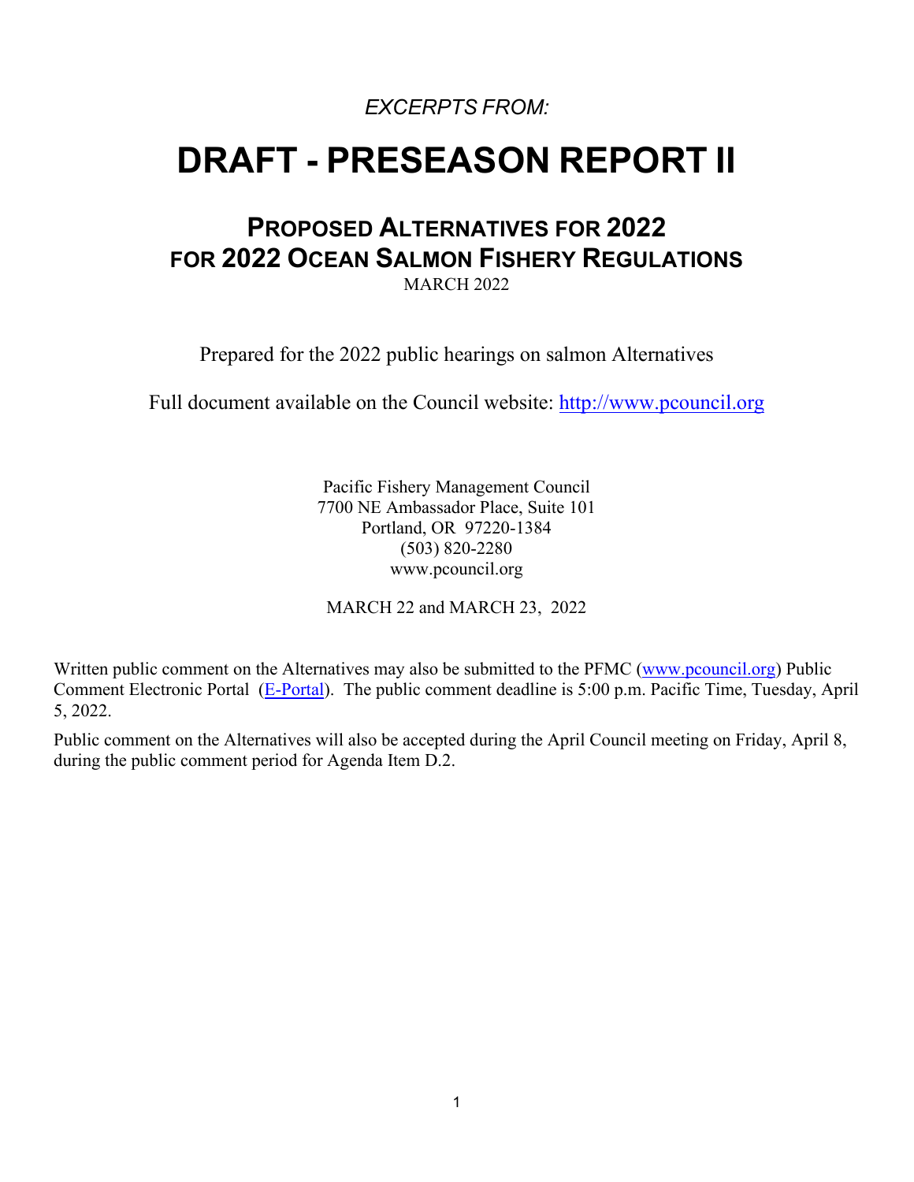*EXCERPTS FROM:*

# DRAFT - PRESEASON REPORT II

## PROPOSED ALTERNATIVES FOR 2022 FOR 2022 OCEAN SALMON FISHERY REGULATIONS

MARCH 2022

Prepared for the 2022 public hearings on salmon Alternatives

Full document available on the Council website: [http://www.pcouncil.org](http://www.pcouncil.org)

Pacific Fishery Management Council
7700 NE Ambassador Place, Suite 101
Portland, OR 97220-1384
(503) 820-2280
www.pcouncil.org

MARCH 22 and MARCH 23, 2022

Written public comment on the Alternatives may also be submitted to the PFMC ([www.pcouncil.org](www.pcouncil.org)) Public Comment Electronic Portal (E-Portal). The public comment deadline is 5:00 p.m. Pacific Time, Tuesday, April 5, 2022.

Public comment on the Alternatives will also be accepted during the April Council meeting on Friday, April 8, during the public comment period for Agenda Item D.2.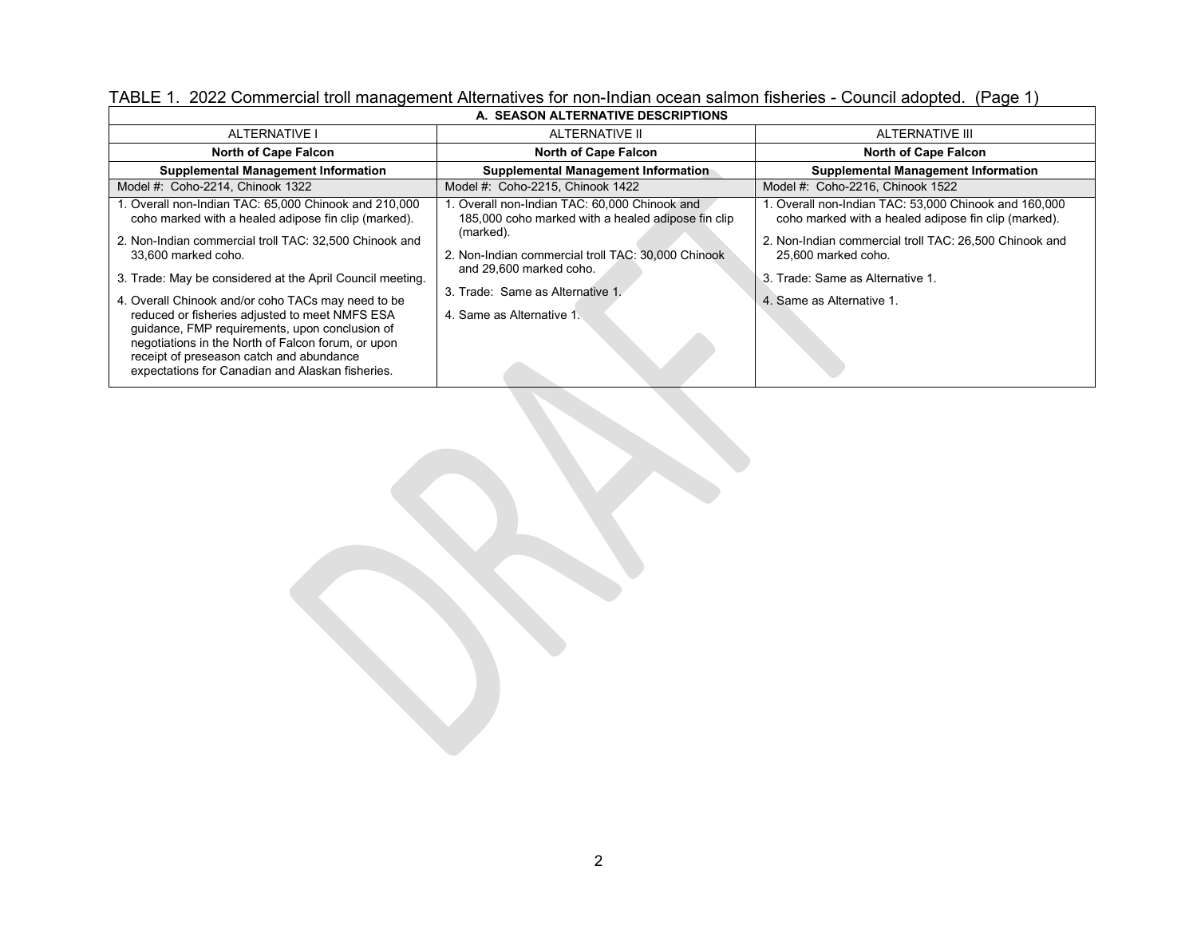TABLE 1. 2022 Commercial troll management Alternatives for non-Indian ocean salmon fisheries - Council adopted. (Page 1)

| A. SEASON ALTERNATIVE DESCRIPTIONS | | |
|---|---|---|
| ALTERNATIVE I | ALTERNATIVE II | ALTERNATIVE III |
| **North of Cape Falcon** | **North of Cape Falcon** | **North of Cape Falcon** |
| **Supplemental Management Information** | **Supplemental Management Information** | **Supplemental Management Information** |
| Model #: Coho-2214, Chinook 1322 | Model #: Coho-2215, Chinook 1422 | Model #: Coho-2216, Chinook 1522 |
| 1. Overall non-Indian TAC: 65,000 Chinook and 210,000 coho marked with a healed adipose fin clip (marked).<br><br>2. Non-Indian commercial troll TAC: 32,500 Chinook and 33,600 marked coho.<br><br>3. Trade: May be considered at the April Council meeting.<br><br>4. Overall Chinook and/or coho TACs may need to be reduced or fisheries adjusted to meet NMFS ESA guidance, FMP requirements, upon conclusion of negotiations in the North of Falcon forum, or upon receipt of preseason catch and abundance expectations for Canadian and Alaskan fisheries. | 1. Overall non-Indian TAC: 60,000 Chinook and 185,000 coho marked with a healed adipose fin clip (marked).<br><br>2. Non-Indian commercial troll TAC: 30,000 Chinook and 29,600 marked coho.<br><br>3. Trade: Same as Alternative 1.<br><br>4. Same as Alternative 1. | 1. Overall non-Indian TAC: 53,000 Chinook and 160,000 coho marked with a healed adipose fin clip (marked).<br><br>2. Non-Indian commercial troll TAC: 26,500 Chinook and 25,600 marked coho.<br><br>3. Trade: Same as Alternative 1.<br><br>4. Same as Alternative 1. |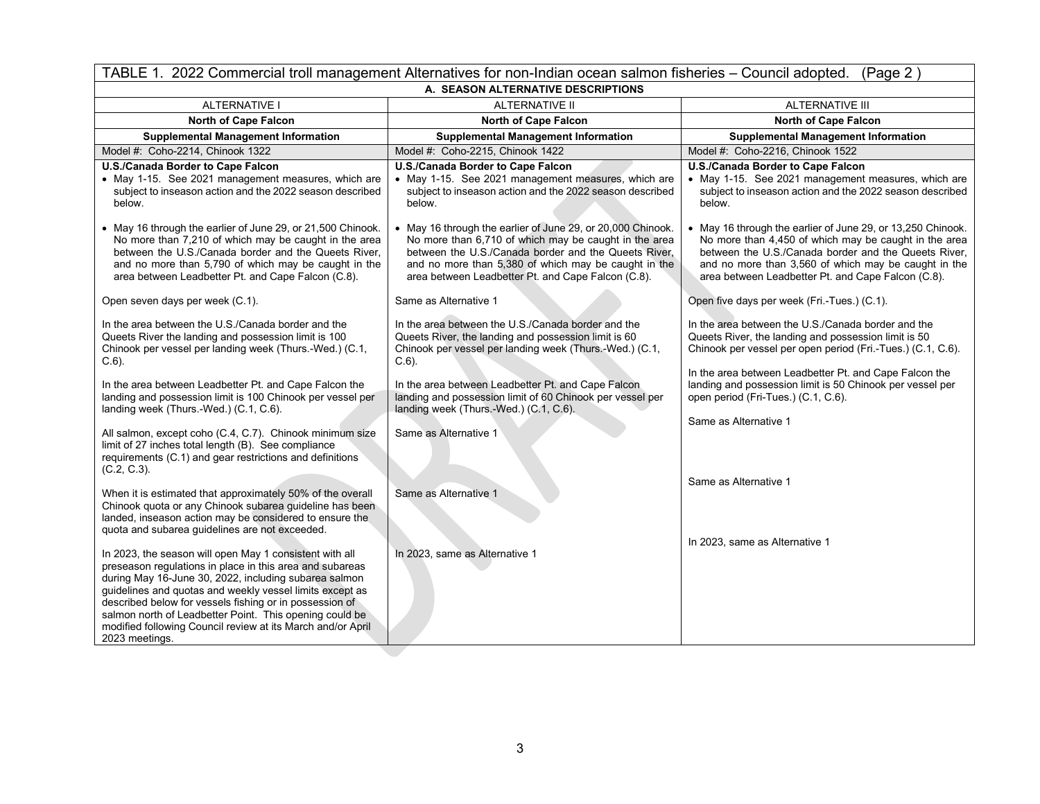| TABLE 1. 2022 Commercial troll management Alternatives for non-Indian ocean salmon fisheries – Council adopted. (Page 2 ) | | |
|---|---|---|
| **A. SEASON ALTERNATIVE DESCRIPTIONS** | | |
| ALTERNATIVE I | ALTERNATIVE II | ALTERNATIVE III |
| **North of Cape Falcon** | **North of Cape Falcon** | **North of Cape Falcon** |
| **Supplemental Management Information** | **Supplemental Management Information** | **Supplemental Management Information** |
| Model #: Coho-2214, Chinook 1322 | Model #: Coho-2215, Chinook 1422 | Model #: Coho-2216, Chinook 1522 |
| **U.S./Canada Border to Cape Falcon**<br>• May 1-15. See 2021 management measures, which are subject to inseason action and the 2022 season described below.<br><br>• May 16 through the earlier of June 29, or 21,500 Chinook. No more than 7,210 of which may be caught in the area between the U.S./Canada border and the Queets River, and no more than 5,790 of which may be caught in the area between Leadbetter Pt. and Cape Falcon (C.8).<br><br>Open seven days per week (C.1).<br><br>In the area between the U.S./Canada border and the Queets River the landing and possession limit is 100 Chinook per vessel per landing week (Thurs.-Wed.) (C.1, C.6).<br><br>In the area between Leadbetter Pt. and Cape Falcon the landing and possession limit is 100 Chinook per vessel per landing week (Thurs.-Wed.) (C.1, C.6).<br><br>All salmon, except coho (C.4, C.7). Chinook minimum size limit of 27 inches total length (B). See compliance requirements (C.1) and gear restrictions and definitions (C.2, C.3).<br><br>When it is estimated that approximately 50% of the overall Chinook quota or any Chinook subarea guideline has been landed, inseason action may be considered to ensure the quota and subarea guidelines are not exceeded.<br><br>In 2023, the season will open May 1 consistent with all preseason regulations in place in this area and subareas during May 16-June 30, 2022, including subarea salmon guidelines and quotas and weekly vessel limits except as described below for vessels fishing or in possession of salmon north of Leadbetter Point. This opening could be modified following Council review at its March and/or April 2023 meetings. | **U.S./Canada Border to Cape Falcon**<br>• May 1-15. See 2021 management measures, which are subject to inseason action and the 2022 season described below.<br><br>• May 16 through the earlier of June 29, or 20,000 Chinook. No more than 6,710 of which may be caught in the area between the U.S./Canada border and the Queets River, and no more than 5,380 of which may be caught in the area between Leadbetter Pt. and Cape Falcon (C.8).<br><br>Same as Alternative 1<br><br>In the area between the U.S./Canada border and the Queets River, the landing and possession limit is 60 Chinook per vessel per landing week (Thurs.-Wed.) (C.1, C.6).<br><br>In the area between Leadbetter Pt. and Cape Falcon landing and possession limit of 60 Chinook per vessel per landing week (Thurs.-Wed.) (C.1, C.6).<br><br>Same as Alternative 1<br><br>Same as Alternative 1<br><br>In 2023, same as Alternative 1 | **U.S./Canada Border to Cape Falcon**<br>• May 1-15. See 2021 management measures, which are subject to inseason action and the 2022 season described below.<br><br>• May 16 through the earlier of June 29, or 13,250 Chinook. No more than 4,450 of which may be caught in the area between the U.S./Canada border and the Queets River, and no more than 3,560 of which may be caught in the area between Leadbetter Pt. and Cape Falcon (C.8).<br><br>Open five days per week (Fri.-Tues.) (C.1).<br><br>In the area between the U.S./Canada border and the Queets River, the landing and possession limit is 50 Chinook per vessel per open period (Fri.-Tues.) (C.1, C.6).<br><br>In the area between Leadbetter Pt. and Cape Falcon the landing and possession limit is 50 Chinook per vessel per open period (Fri-Tues.) (C.1, C.6).<br><br>Same as Alternative 1<br><br>Same as Alternative 1<br><br>In 2023, same as Alternative 1 |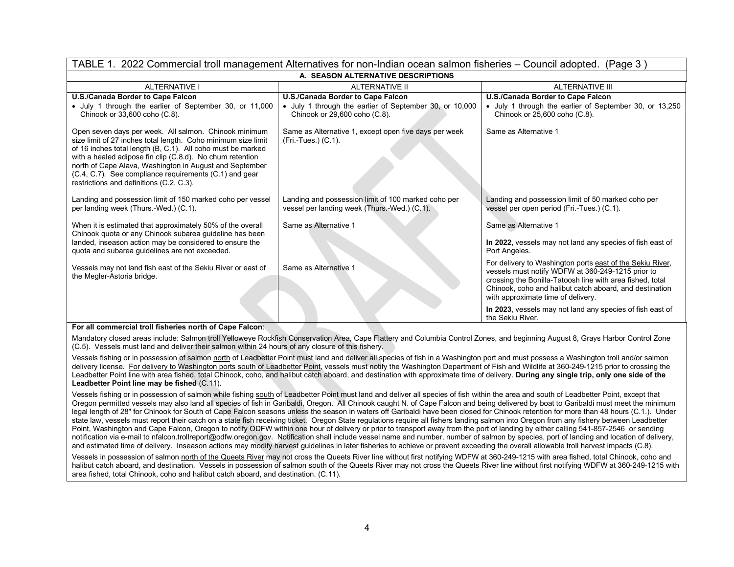TABLE 1. 2022 Commercial troll management Alternatives for non-Indian ocean salmon fisheries – Council adopted. (Page 3 )

**A. SEASON ALTERNATIVE DESCRIPTIONS**

| ALTERNATIVE I | ALTERNATIVE II | ALTERNATIVE III |
|---|---|---|
| **U.S./Canada Border to Cape Falcon**<br>• July 1 through the earlier of September 30, or 11,000 Chinook or 33,600 coho (C.8). | **U.S./Canada Border to Cape Falcon**<br>• July 1 through the earlier of September 30, or 10,000 Chinook or 29,600 coho (C.8). | **U.S./Canada Border to Cape Falcon**<br>• July 1 through the earlier of September 30, or 13,250 Chinook or 25,600 coho (C.8). |
| Open seven days per week. All salmon. Chinook minimum size limit of 27 inches total length. Coho minimum size limit of 16 inches total length (B, C.1). All coho must be marked with a healed adipose fin clip (C.8.d). No chum retention north of Cape Alava, Washington in August and September (C.4, C.7). See compliance requirements (C.1) and gear restrictions and definitions (C.2, C.3). | Same as Alternative 1, except open five days per week (Fri.-Tues.) (C.1). | Same as Alternative 1 |
| Landing and possession limit of 150 marked coho per vessel per landing week (Thurs.-Wed.) (C.1). | Landing and possession limit of 100 marked coho per vessel per landing week (Thurs.-Wed.) (C.1). | Landing and possession limit of 50 marked coho per vessel per open period (Fri.-Tues.) (C.1). |
| When it is estimated that approximately 50% of the overall Chinook quota or any Chinook subarea guideline has been landed, inseason action may be considered to ensure the quota and subarea guidelines are not exceeded. | Same as Alternative 1 | Same as Alternative 1<br><br>**In 2022**, vessels may not land any species of fish east of Port Angeles. |
| Vessels may not land fish east of the Sekiu River or east of the Megler-Astoria bridge. | Same as Alternative 1 | For delivery to Washington ports east of the Sekiu River, vessels must notify WDFW at 360-249-1215 prior to crossing the Bonilla-Tatoosh line with area fished, total Chinook, coho and halibut catch aboard, and destination with approximate time of delivery.<br><br>**In 2023**, vessels may not land any species of fish east of the Sekiu River. |

**For all commercial troll fisheries north of Cape Falcon**:

Mandatory closed areas include: Salmon troll Yelloweye Rockfish Conservation Area, Cape Flattery and Columbia Control Zones, and beginning August 8, Grays Harbor Control Zone (C.5). Vessels must land and deliver their salmon within 24 hours of any closure of this fishery.

Vessels fishing or in possession of salmon north of Leadbetter Point must land and deliver all species of fish in a Washington port and must possess a Washington troll and/or salmon delivery license. For delivery to Washington ports south of Leadbetter Point, vessels must notify the Washington Department of Fish and Wildlife at 360-249-1215 prior to crossing the Leadbetter Point line with area fished, total Chinook, coho, and halibut catch aboard, and destination with approximate time of delivery. **During any single trip, only one side of the Leadbetter Point line may be fished** (C.11).

Vessels fishing or in possession of salmon while fishing south of Leadbetter Point must land and deliver all species of fish within the area and south of Leadbetter Point, except that Oregon permitted vessels may also land all species of fish in Garibaldi, Oregon. All Chinook caught N. of Cape Falcon and being delivered by boat to Garibaldi must meet the minimum legal length of 28" for Chinook for South of Cape Falcon seasons unless the season in waters off Garibaldi have been closed for Chinook retention for more than 48 hours (C.1.). Under state law, vessels must report their catch on a state fish receiving ticket. Oregon State regulations require all fishers landing salmon into Oregon from any fishery between Leadbetter Point, Washington and Cape Falcon, Oregon to notify ODFW within one hour of delivery or prior to transport away from the port of landing by either calling 541-857-2546 or sending notification via e-mail to nfalcon.trollreport@odfw.oregon.gov. Notification shall include vessel name and number, number of salmon by species, port of landing and location of delivery, and estimated time of delivery. Inseason actions may modify harvest guidelines in later fisheries to achieve or prevent exceeding the overall allowable troll harvest impacts (C.8).

Vessels in possession of salmon north of the Queets River may not cross the Queets River line without first notifying WDFW at 360-249-1215 with area fished, total Chinook, coho and halibut catch aboard, and destination. Vessels in possession of salmon south of the Queets River may not cross the Queets River line without first notifying WDFW at 360-249-1215 with area fished, total Chinook, coho and halibut catch aboard, and destination. (C.11).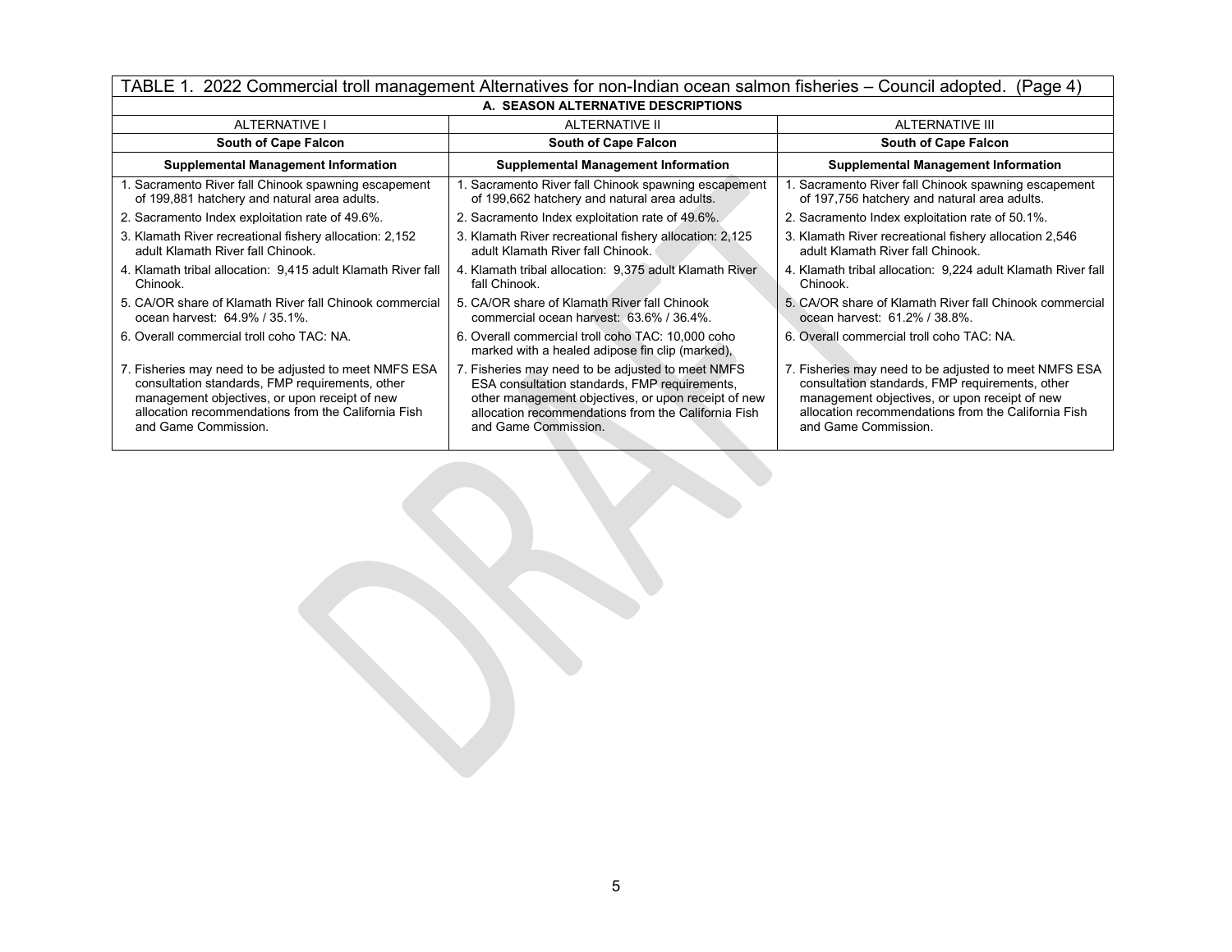TABLE 1. 2022 Commercial troll management Alternatives for non-Indian ocean salmon fisheries – Council adopted. (Page 4)

| A. SEASON ALTERNATIVE DESCRIPTIONS | | |
|---|---|---|
| ALTERNATIVE I | ALTERNATIVE II | ALTERNATIVE III |
| **South of Cape Falcon** | **South of Cape Falcon** | **South of Cape Falcon** |
| **Supplemental Management Information** | **Supplemental Management Information** | **Supplemental Management Information** |
| 1. Sacramento River fall Chinook spawning escapement of 199,881 hatchery and natural area adults. | 1. Sacramento River fall Chinook spawning escapement of 199,662 hatchery and natural area adults. | 1. Sacramento River fall Chinook spawning escapement of 197,756 hatchery and natural area adults. |
| 2. Sacramento Index exploitation rate of 49.6%. | 2. Sacramento Index exploitation rate of 49.6%. | 2. Sacramento Index exploitation rate of 50.1%. |
| 3. Klamath River recreational fishery allocation: 2,152 adult Klamath River fall Chinook. | 3. Klamath River recreational fishery allocation: 2,125 adult Klamath River fall Chinook. | 3. Klamath River recreational fishery allocation 2,546 adult Klamath River fall Chinook. |
| 4. Klamath tribal allocation: 9,415 adult Klamath River fall Chinook. | 4. Klamath tribal allocation: 9,375 adult Klamath River fall Chinook. | 4. Klamath tribal allocation: 9,224 adult Klamath River fall Chinook. |
| 5. CA/OR share of Klamath River fall Chinook commercial ocean harvest: 64.9% / 35.1%. | 5. CA/OR share of Klamath River fall Chinook commercial ocean harvest: 63.6% / 36.4%. | 5. CA/OR share of Klamath River fall Chinook commercial ocean harvest: 61.2% / 38.8%. |
| 6. Overall commercial troll coho TAC: NA. | 6. Overall commercial troll coho TAC: 10,000 coho marked with a healed adipose fin clip (marked), | 6. Overall commercial troll coho TAC: NA. |
| 7. Fisheries may need to be adjusted to meet NMFS ESA consultation standards, FMP requirements, other management objectives, or upon receipt of new allocation recommendations from the California Fish and Game Commission. | 7. Fisheries may need to be adjusted to meet NMFS ESA consultation standards, FMP requirements, other management objectives, or upon receipt of new allocation recommendations from the California Fish and Game Commission. | 7. Fisheries may need to be adjusted to meet NMFS ESA consultation standards, FMP requirements, other management objectives, or upon receipt of new allocation recommendations from the California Fish and Game Commission. |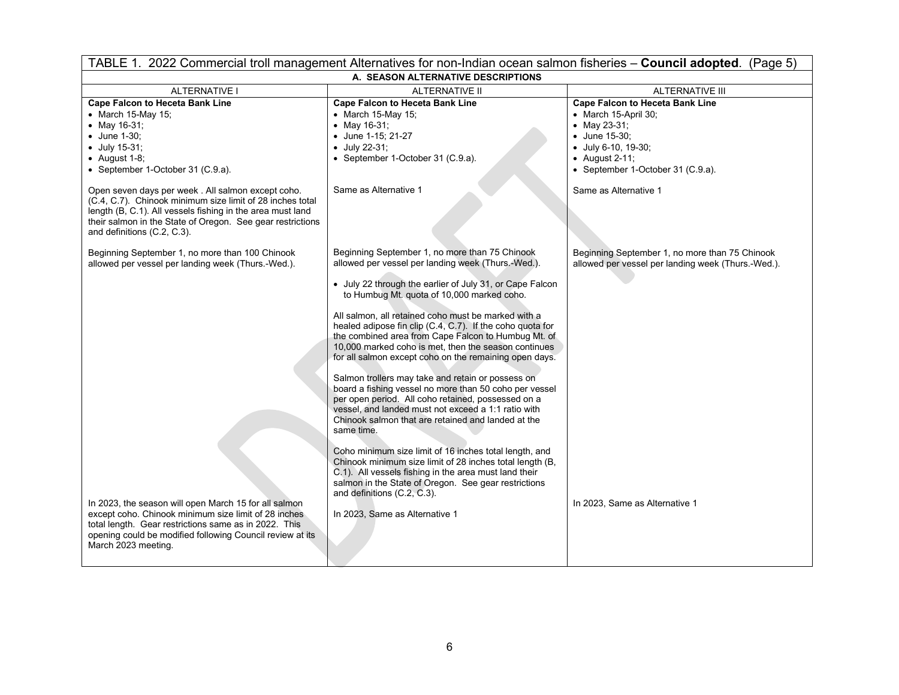TABLE 1. 2022 Commercial troll management Alternatives for non-Indian ocean salmon fisheries – **Council adopted**. (Page 5)

| A. SEASON ALTERNATIVE DESCRIPTIONS | | |
|---|---|---|
| ALTERNATIVE I | ALTERNATIVE II | ALTERNATIVE III |
| **Cape Falcon to Heceta Bank Line**<br>• March 15-May 15;<br>• May 16-31;<br>• June 1-30;<br>• July 15-31;<br>• August 1-8;<br>• September 1-October 31 (C.9.a). | **Cape Falcon to Heceta Bank Line**<br>• March 15-May 15;<br>• May 16-31;<br>• June 1-15; 21-27<br>• July 22-31;<br>• September 1-October 31 (C.9.a). | **Cape Falcon to Heceta Bank Line**<br>• March 15-April 30;<br>• May 23-31;<br>• June 15-30;<br>• July 6-10, 19-30;<br>• August 2-11;<br>• September 1-October 31 (C.9.a). |
| Open seven days per week . All salmon except coho. (C.4, C.7). Chinook minimum size limit of 28 inches total length (B, C.1). All vessels fishing in the area must land their salmon in the State of Oregon. See gear restrictions and definitions (C.2, C.3). | Same as Alternative 1 | Same as Alternative 1 |
| Beginning September 1, no more than 100 Chinook allowed per vessel per landing week (Thurs.-Wed.). | Beginning September 1, no more than 75 Chinook allowed per vessel per landing week (Thurs.-Wed.).<br><br>• July 22 through the earlier of July 31, or Cape Falcon to Humbug Mt. quota of 10,000 marked coho.<br><br>All salmon, all retained coho must be marked with a healed adipose fin clip (C.4, C.7). If the coho quota for the combined area from Cape Falcon to Humbug Mt. of 10,000 marked coho is met, then the season continues for all salmon except coho on the remaining open days.<br><br>Salmon trollers may take and retain or possess on board a fishing vessel no more than 50 coho per vessel per open period. All coho retained, possessed on a vessel, and landed must not exceed a 1:1 ratio with Chinook salmon that are retained and landed at the same time.<br><br>Coho minimum size limit of 16 inches total length, and Chinook minimum size limit of 28 inches total length (B, C.1). All vessels fishing in the area must land their salmon in the State of Oregon. See gear restrictions and definitions (C.2, C.3). | Beginning September 1, no more than 75 Chinook allowed per vessel per landing week (Thurs.-Wed.). |
| In 2023, the season will open March 15 for all salmon except coho. Chinook minimum size limit of 28 inches total length. Gear restrictions same as in 2022. This opening could be modified following Council review at its March 2023 meeting. | In 2023, Same as Alternative 1 | In 2023, Same as Alternative 1 |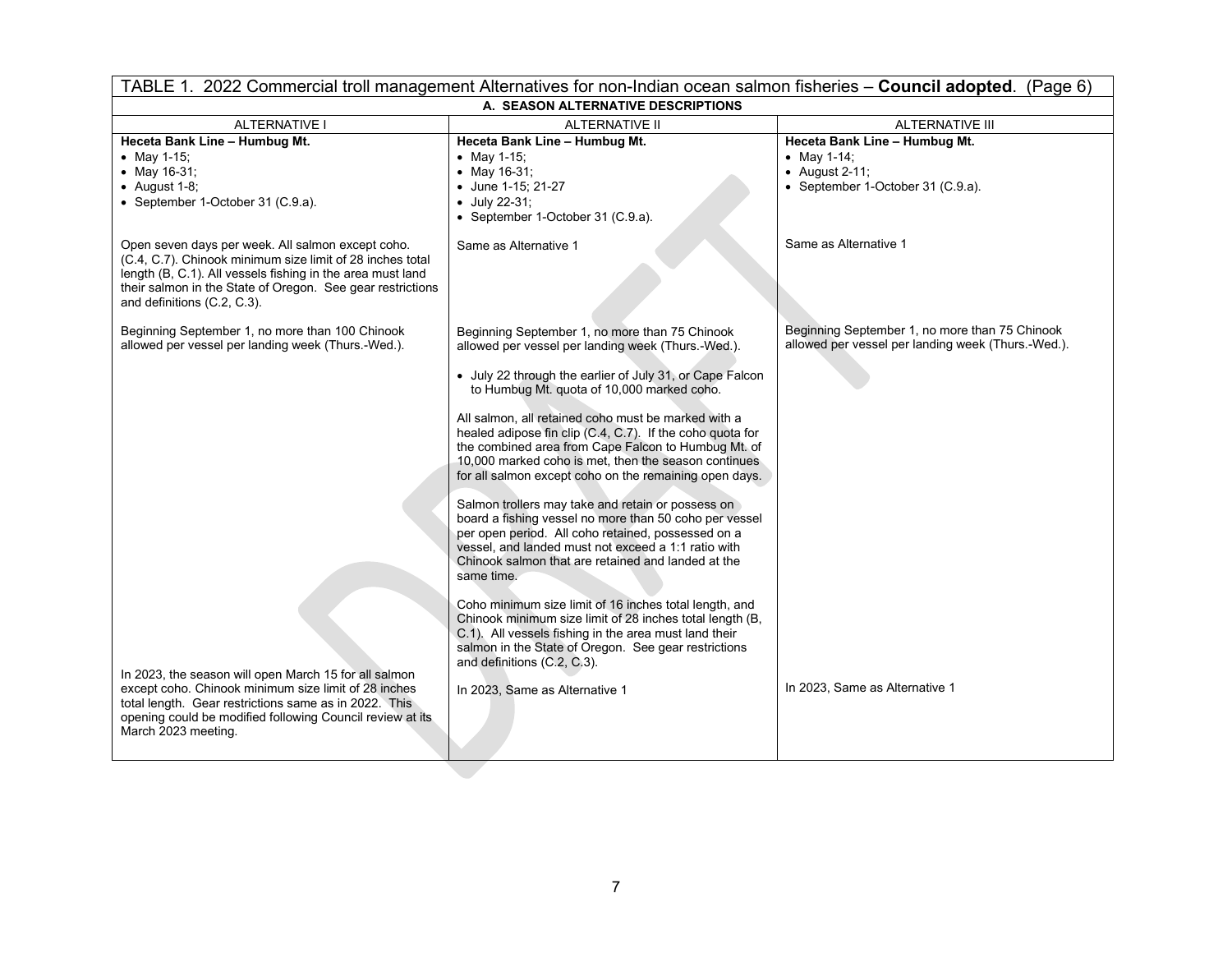| TABLE 1. 2022 Commercial troll management Alternatives for non-Indian ocean salmon fisheries – **Council adopted**. (Page 6) | | |
|---|---|---|
| **A. SEASON ALTERNATIVE DESCRIPTIONS** | | |
| ALTERNATIVE I | ALTERNATIVE II | ALTERNATIVE III |
| **Heceta Bank Line – Humbug Mt.**<br>• May 1-15;<br>• May 16-31;<br>• August 1-8;<br>• September 1-October 31 (C.9.a). | **Heceta Bank Line – Humbug Mt.**<br>• May 1-15;<br>• May 16-31;<br>• June 1-15; 21-27<br>• July 22-31;<br>• September 1-October 31 (C.9.a). | **Heceta Bank Line – Humbug Mt.**<br>• May 1-14;<br>• August 2-11;<br>• September 1-October 31 (C.9.a). |
| Open seven days per week. All salmon except coho. (C.4, C.7). Chinook minimum size limit of 28 inches total length (B, C.1). All vessels fishing in the area must land their salmon in the State of Oregon. See gear restrictions and definitions (C.2, C.3). | Same as Alternative 1 | Same as Alternative 1 |
| Beginning September 1, no more than 100 Chinook allowed per vessel per landing week (Thurs.-Wed.). | Beginning September 1, no more than 75 Chinook allowed per vessel per landing week (Thurs.-Wed.).<br><br>• July 22 through the earlier of July 31, or Cape Falcon to Humbug Mt. quota of 10,000 marked coho.<br><br>All salmon, all retained coho must be marked with a healed adipose fin clip (C.4, C.7). If the coho quota for the combined area from Cape Falcon to Humbug Mt. of 10,000 marked coho is met, then the season continues for all salmon except coho on the remaining open days.<br><br>Salmon trollers may take and retain or possess on board a fishing vessel no more than 50 coho per vessel per open period. All coho retained, possessed on a vessel, and landed must not exceed a 1:1 ratio with Chinook salmon that are retained and landed at the same time.<br><br>Coho minimum size limit of 16 inches total length, and Chinook minimum size limit of 28 inches total length (B, C.1). All vessels fishing in the area must land their salmon in the State of Oregon. See gear restrictions and definitions (C.2, C.3). | Beginning September 1, no more than 75 Chinook allowed per vessel per landing week (Thurs.-Wed.). |
| In 2023, the season will open March 15 for all salmon except coho. Chinook minimum size limit of 28 inches total length. Gear restrictions same as in 2022. This opening could be modified following Council review at its March 2023 meeting. | In 2023, Same as Alternative 1 | In 2023, Same as Alternative 1 |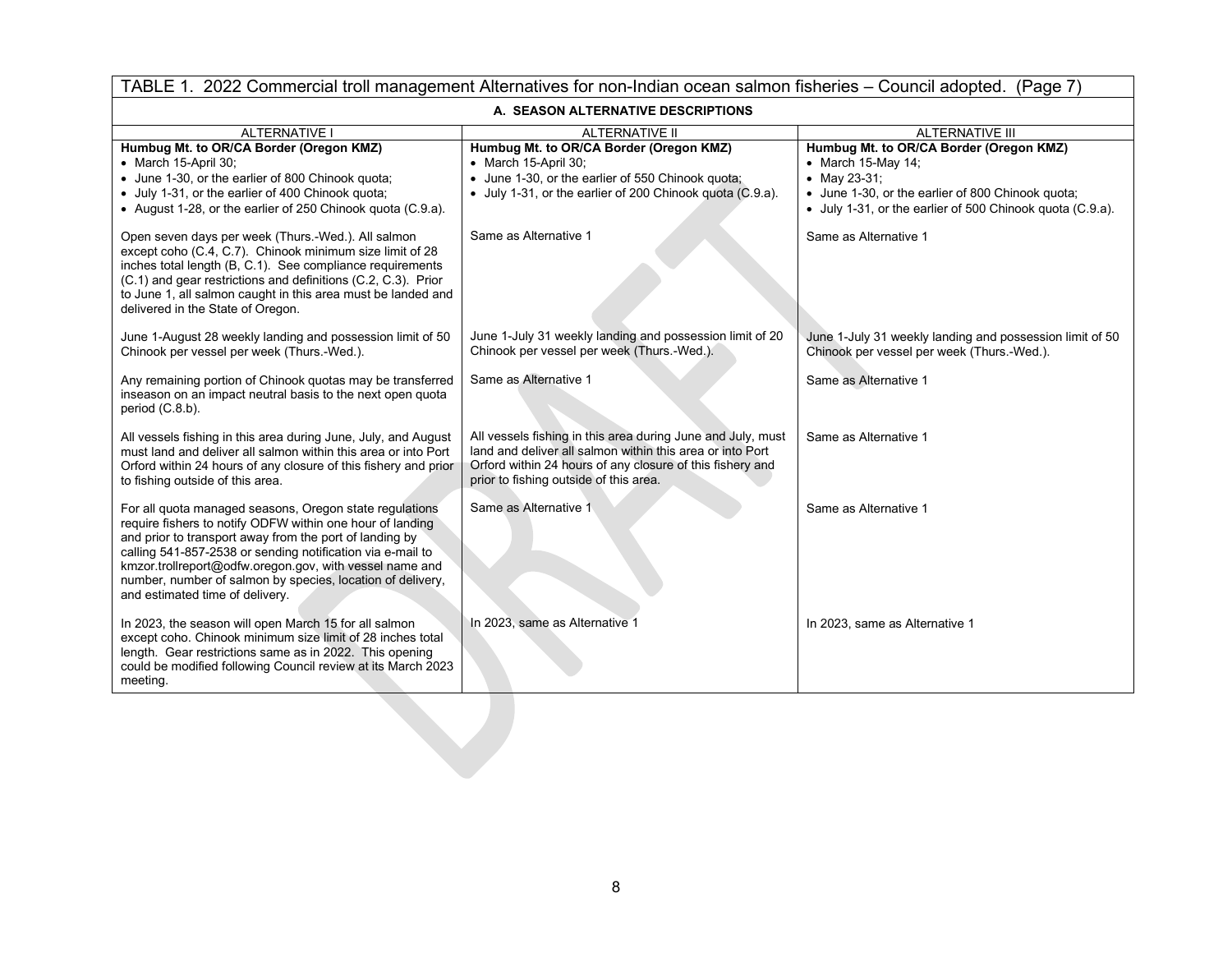TABLE 1. 2022 Commercial troll management Alternatives for non-Indian ocean salmon fisheries – Council adopted. (Page 7)

| A. SEASON ALTERNATIVE DESCRIPTIONS | | |
|---|---|---|
| ALTERNATIVE I | ALTERNATIVE II | ALTERNATIVE III |
| **Humbug Mt. to OR/CA Border (Oregon KMZ)**<br>• March 15-April 30;<br>• June 1-30, or the earlier of 800 Chinook quota;<br>• July 1-31, or the earlier of 400 Chinook quota;<br>• August 1-28, or the earlier of 250 Chinook quota (C.9.a). | **Humbug Mt. to OR/CA Border (Oregon KMZ)**<br>• March 15-April 30;<br>• June 1-30, or the earlier of 550 Chinook quota;<br>• July 1-31, or the earlier of 200 Chinook quota (C.9.a). | **Humbug Mt. to OR/CA Border (Oregon KMZ)**<br>• March 15-May 14;<br>• May 23-31;<br>• June 1-30, or the earlier of 800 Chinook quota;<br>• July 1-31, or the earlier of 500 Chinook quota (C.9.a). |
| Open seven days per week (Thurs.-Wed.). All salmon except coho (C.4, C.7). Chinook minimum size limit of 28 inches total length (B, C.1). See compliance requirements (C.1) and gear restrictions and definitions (C.2, C.3). Prior to June 1, all salmon caught in this area must be landed and delivered in the State of Oregon. | Same as Alternative 1 | Same as Alternative 1 |
| June 1-August 28 weekly landing and possession limit of 50 Chinook per vessel per week (Thurs.-Wed.). | June 1-July 31 weekly landing and possession limit of 20 Chinook per vessel per week (Thurs.-Wed.). | June 1-July 31 weekly landing and possession limit of 50 Chinook per vessel per week (Thurs.-Wed.). |
| Any remaining portion of Chinook quotas may be transferred inseason on an impact neutral basis to the next open quota period (C.8.b). | Same as Alternative 1 | Same as Alternative 1 |
| All vessels fishing in this area during June, July, and August must land and deliver all salmon within this area or into Port Orford within 24 hours of any closure of this fishery and prior to fishing outside of this area. | All vessels fishing in this area during June and July, must land and deliver all salmon within this area or into Port Orford within 24 hours of any closure of this fishery and prior to fishing outside of this area. | Same as Alternative 1 |
| For all quota managed seasons, Oregon state regulations require fishers to notify ODFW within one hour of landing and prior to transport away from the port of landing by calling 541-857-2538 or sending notification via e-mail to kmzor.trollreport@odfw.oregon.gov, with vessel name and number, number of salmon by species, location of delivery, and estimated time of delivery. | Same as Alternative 1 | Same as Alternative 1 |
| In 2023, the season will open March 15 for all salmon except coho. Chinook minimum size limit of 28 inches total length. Gear restrictions same as in 2022. This opening could be modified following Council review at its March 2023 meeting. | In 2023, same as Alternative 1 | In 2023, same as Alternative 1 |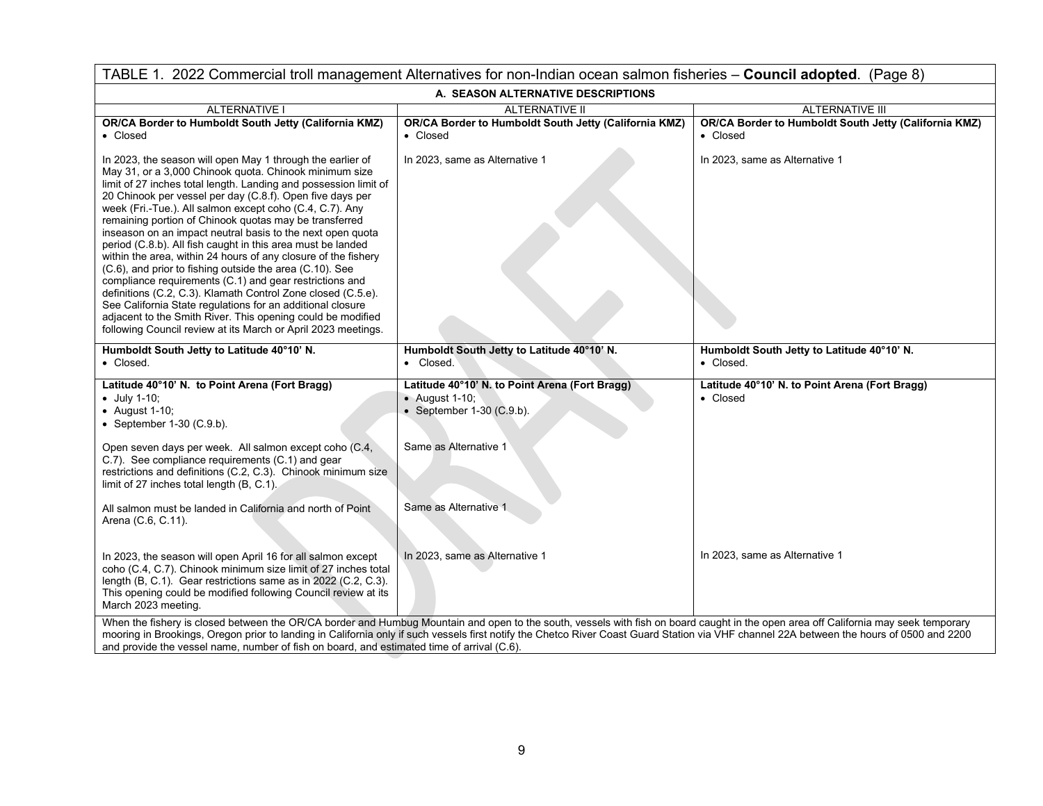TABLE 1. 2022 Commercial troll management Alternatives for non-Indian ocean salmon fisheries – **Council adopted**. (Page 8)

| A. SEASON ALTERNATIVE DESCRIPTIONS | | |
|---|---|---|
| ALTERNATIVE I | ALTERNATIVE II | ALTERNATIVE III |
| **OR/CA Border to Humboldt South Jetty (California KMZ)**<br>• Closed<br><br>In 2023, the season will open May 1 through the earlier of May 31, or a 3,000 Chinook quota. Chinook minimum size limit of 27 inches total length. Landing and possession limit of 20 Chinook per vessel per day (C.8.f). Open five days per week (Fri.-Tue.). All salmon except coho (C.4, C.7). Any remaining portion of Chinook quotas may be transferred inseason on an impact neutral basis to the next open quota period (C.8.b). All fish caught in this area must be landed within the area, within 24 hours of any closure of the fishery (C.6), and prior to fishing outside the area (C.10). See compliance requirements (C.1) and gear restrictions and definitions (C.2, C.3). Klamath Control Zone closed (C.5.e). See California State regulations for an additional closure adjacent to the Smith River. This opening could be modified following Council review at its March or April 2023 meetings. | **OR/CA Border to Humboldt South Jetty (California KMZ)**<br>• Closed<br><br>In 2023, same as Alternative 1 | **OR/CA Border to Humboldt South Jetty (California KMZ)**<br>• Closed<br><br>In 2023, same as Alternative 1 |
| **Humboldt South Jetty to Latitude 40°10' N.**<br>• Closed. | **Humboldt South Jetty to Latitude 40°10' N.**<br>• Closed. | **Humboldt South Jetty to Latitude 40°10' N.**<br>• Closed. |
| **Latitude 40°10' N. to Point Arena (Fort Bragg)**<br>• July 1-10;<br>• August 1-10;<br>• September 1-30 (C.9.b).<br><br>Open seven days per week. All salmon except coho (C.4, C.7). See compliance requirements (C.1) and gear restrictions and definitions (C.2, C.3). Chinook minimum size limit of 27 inches total length (B, C.1).<br><br>All salmon must be landed in California and north of Point Arena (C.6, C.11).<br><br>In 2023, the season will open April 16 for all salmon except coho (C.4, C.7). Chinook minimum size limit of 27 inches total length (B, C.1). Gear restrictions same as in 2022 (C.2, C.3). This opening could be modified following Council review at its March 2023 meeting. | **Latitude 40°10' N. to Point Arena (Fort Bragg)**<br>• August 1-10;<br>• September 1-30 (C.9.b).<br><br>Same as Alternative 1<br><br>Same as Alternative 1<br><br>In 2023, same as Alternative 1 | **Latitude 40°10' N. to Point Arena (Fort Bragg)**<br>• Closed<br><br>In 2023, same as Alternative 1 |
| When the fishery is closed between the OR/CA border and Humbug Mountain and open to the south, vessels with fish on board caught in the open area off California may seek temporary mooring in Brookings, Oregon prior to landing in California only if such vessels first notify the Chetco River Coast Guard Station via VHF channel 22A between the hours of 0500 and 2200 and provide the vessel name, number of fish on board, and estimated time of arrival (C.6). | | |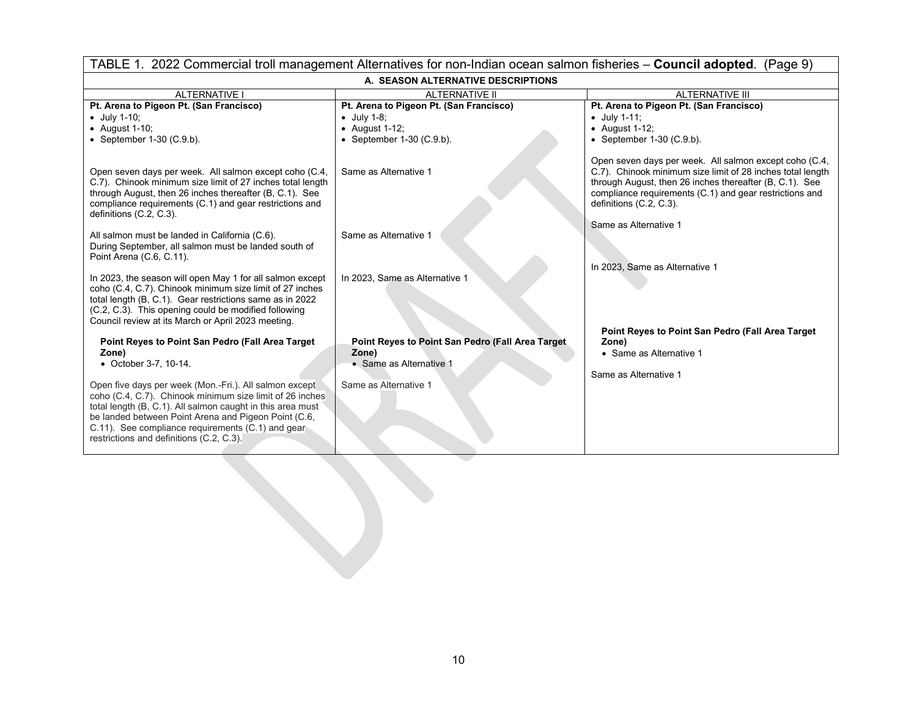TABLE 1. 2022 Commercial troll management Alternatives for non-Indian ocean salmon fisheries – **Council adopted**. (Page 9)

| A. SEASON ALTERNATIVE DESCRIPTIONS | | |
|---|---|---|
| ALTERNATIVE I | ALTERNATIVE II | ALTERNATIVE III |
| **Pt. Arena to Pigeon Pt. (San Francisco)**<br>• July 1-10;<br>• August 1-10;<br>• September 1-30 (C.9.b). | **Pt. Arena to Pigeon Pt. (San Francisco)**<br>• July 1-8;<br>• August 1-12;<br>• September 1-30 (C.9.b). | **Pt. Arena to Pigeon Pt. (San Francisco)**<br>• July 1-11;<br>• August 1-12;<br>• September 1-30 (C.9.b). |
| Open seven days per week. All salmon except coho (C.4, C.7). Chinook minimum size limit of 27 inches total length through August, then 26 inches thereafter (B, C.1). See compliance requirements (C.1) and gear restrictions and definitions (C.2, C.3). | Same as Alternative 1 | Open seven days per week. All salmon except coho (C.4, C.7). Chinook minimum size limit of 28 inches total length through August, then 26 inches thereafter (B, C.1). See compliance requirements (C.1) and gear restrictions and definitions (C.2, C.3). |
| All salmon must be landed in California (C.6). During September, all salmon must be landed south of Point Arena (C.6, C.11). | Same as Alternative 1 | Same as Alternative 1 |
| In 2023, the season will open May 1 for all salmon except coho (C.4, C.7). Chinook minimum size limit of 27 inches total length (B, C.1). Gear restrictions same as in 2022 (C.2, C.3). This opening could be modified following Council review at its March or April 2023 meeting. | In 2023, Same as Alternative 1 | In 2023, Same as Alternative 1 |
| **Point Reyes to Point San Pedro (Fall Area Target Zone)**<br>• October 3-7, 10-14. | **Point Reyes to Point San Pedro (Fall Area Target Zone)**<br>• Same as Alternative 1 | **Point Reyes to Point San Pedro (Fall Area Target Zone)**<br>• Same as Alternative 1 |
| Open five days per week (Mon.-Fri.). All salmon except coho (C.4, C.7). Chinook minimum size limit of 26 inches total length (B, C.1). All salmon caught in this area must be landed between Point Arena and Pigeon Point (C.6, C.11). See compliance requirements (C.1) and gear restrictions and definitions (C.2, C.3). | Same as Alternative 1 | Same as Alternative 1 |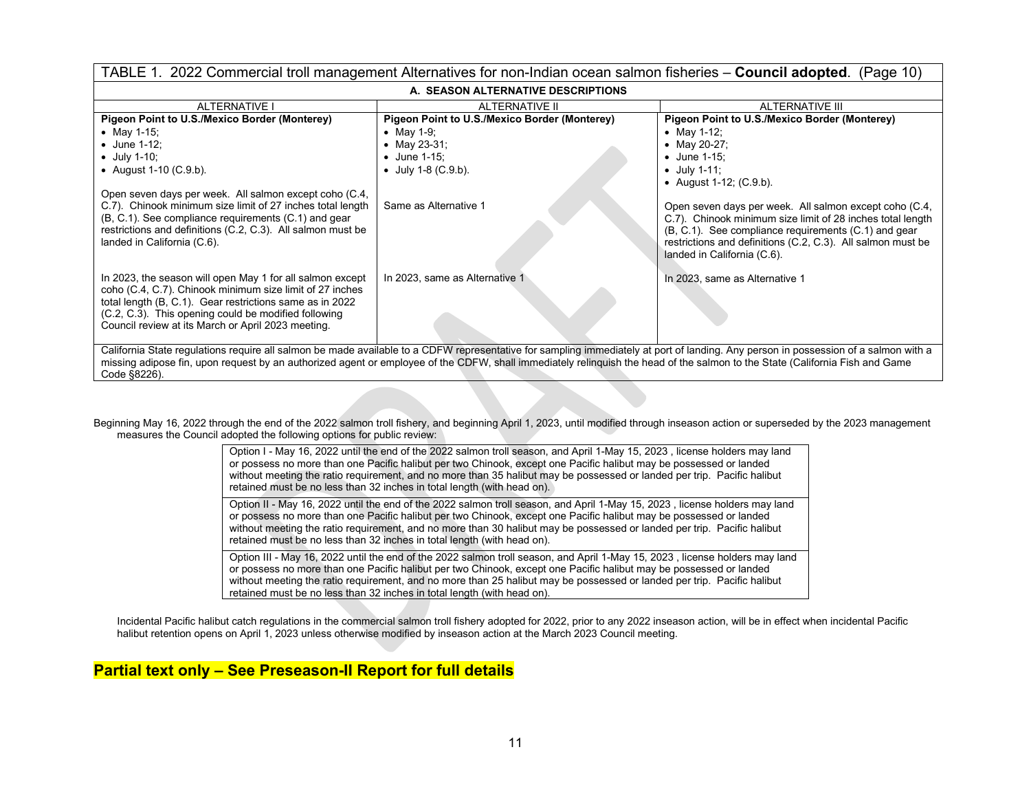| TABLE 1. 2022 Commercial troll management Alternatives for non-Indian ocean salmon fisheries – **Council adopted**. (Page 10) | | |
|---|---|---|
| **A. SEASON ALTERNATIVE DESCRIPTIONS** | | |
| ALTERNATIVE I | ALTERNATIVE II | ALTERNATIVE III |
| **Pigeon Point to U.S./Mexico Border (Monterey)**<br>• May 1-15;<br>• June 1-12;<br>• July 1-10;<br>• August 1-10 (C.9.b). | **Pigeon Point to U.S./Mexico Border (Monterey)**<br>• May 1-9;<br>• May 23-31;<br>• June 1-15;<br>• July 1-8 (C.9.b). | **Pigeon Point to U.S./Mexico Border (Monterey)**<br>• May 1-12;<br>• May 20-27;<br>• June 1-15;<br>• July 1-11;<br>• August 1-12; (C.9.b). |
| Open seven days per week. All salmon except coho (C.4, C.7). Chinook minimum size limit of 27 inches total length (B, C.1). See compliance requirements (C.1) and gear restrictions and definitions (C.2, C.3). All salmon must be landed in California (C.6). | Same as Alternative 1 | Open seven days per week. All salmon except coho (C.4, C.7). Chinook minimum size limit of 28 inches total length (B, C.1). See compliance requirements (C.1) and gear restrictions and definitions (C.2, C.3). All salmon must be landed in California (C.6). |
| In 2023, the season will open May 1 for all salmon except coho (C.4, C.7). Chinook minimum size limit of 27 inches total length (B, C.1). Gear restrictions same as in 2022 (C.2, C.3). This opening could be modified following Council review at its March or April 2023 meeting. | In 2023, same as Alternative 1 | In 2023, same as Alternative 1 |
| California State regulations require all salmon be made available to a CDFW representative for sampling immediately at port of landing. Any person in possession of a salmon with a missing adipose fin, upon request by an authorized agent or employee of the CDFW, shall immediately relinquish the head of the salmon to the State (California Fish and Game Code §8226). | | |

Beginning May 16, 2022 through the end of the 2022 salmon troll fishery, and beginning April 1, 2023, until modified through inseason action or superseded by the 2023 management measures the Council adopted the following options for public review:

| |
|---|
| Option I - May 16, 2022 until the end of the 2022 salmon troll season, and April 1-May 15, 2023 , license holders may land or possess no more than one Pacific halibut per two Chinook, except one Pacific halibut may be possessed or landed without meeting the ratio requirement, and no more than 35 halibut may be possessed or landed per trip. Pacific halibut retained must be no less than 32 inches in total length (with head on). |
| Option II - May 16, 2022 until the end of the 2022 salmon troll season, and April 1-May 15, 2023 , license holders may land or possess no more than one Pacific halibut per two Chinook, except one Pacific halibut may be possessed or landed without meeting the ratio requirement, and no more than 30 halibut may be possessed or landed per trip. Pacific halibut retained must be no less than 32 inches in total length (with head on). |
| Option III - May 16, 2022 until the end of the 2022 salmon troll season, and April 1-May 15, 2023 , license holders may land or possess no more than one Pacific halibut per two Chinook, except one Pacific halibut may be possessed or landed without meeting the ratio requirement, and no more than 25 halibut may be possessed or landed per trip. Pacific halibut retained must be no less than 32 inches in total length (with head on). |

Incidental Pacific halibut catch regulations in the commercial salmon troll fishery adopted for 2022, prior to any 2022 inseason action, will be in effect when incidental Pacific halibut retention opens on April 1, 2023 unless otherwise modified by inseason action at the March 2023 Council meeting.

**Partial text only – See Preseason-II Report for full details**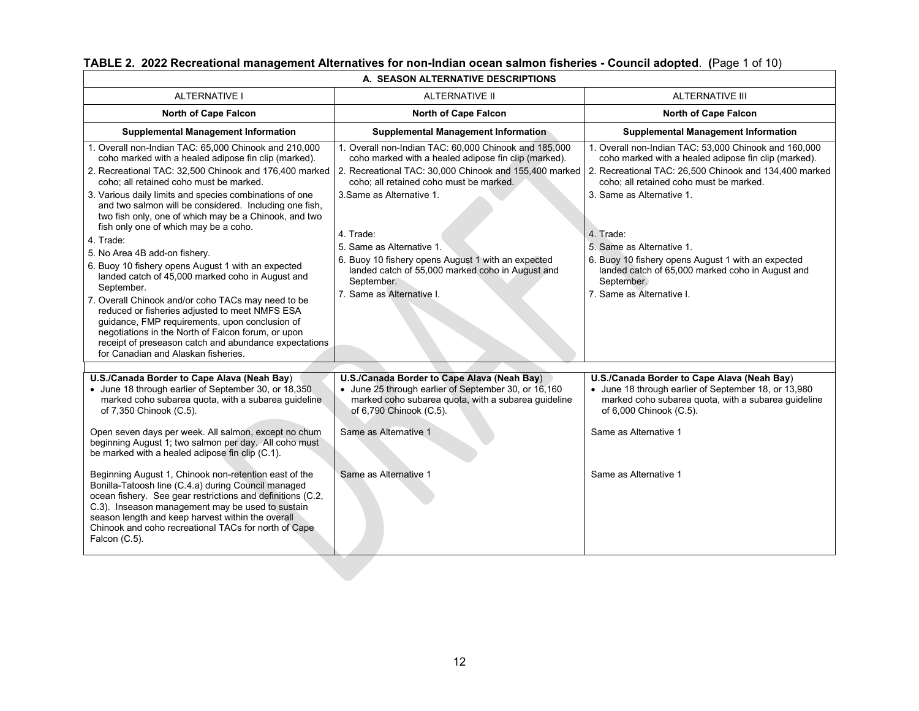**TABLE 2. 2022 Recreational management Alternatives for non-Indian ocean salmon fisheries - Council adopted. (Page 1 of 10)**

| A. SEASON ALTERNATIVE DESCRIPTIONS | | |
|---|---|---|
| ALTERNATIVE I | ALTERNATIVE II | ALTERNATIVE III |
| **North of Cape Falcon** | **North of Cape Falcon** | **North of Cape Falcon** |
| **Supplemental Management Information** | **Supplemental Management Information** | **Supplemental Management Information** |
| 1. Overall non-Indian TAC: 65,000 Chinook and 210,000 coho marked with a healed adipose fin clip (marked).<br>2. Recreational TAC: 32,500 Chinook and 176,400 marked coho; all retained coho must be marked.<br>3. Various daily limits and species combinations of one and two salmon will be considered. Including one fish, two fish only, one of which may be a Chinook, and two fish only one of which may be a coho.<br>4. Trade:<br>5. No Area 4B add-on fishery.<br>6. Buoy 10 fishery opens August 1 with an expected landed catch of 45,000 marked coho in August and September.<br>7. Overall Chinook and/or coho TACs may need to be reduced or fisheries adjusted to meet NMFS ESA guidance, FMP requirements, upon conclusion of negotiations in the North of Falcon forum, or upon receipt of preseason catch and abundance expectations for Canadian and Alaskan fisheries. | 1. Overall non-Indian TAC: 60,000 Chinook and 185,000 coho marked with a healed adipose fin clip (marked).<br>2. Recreational TAC: 30,000 Chinook and 155,400 marked coho; all retained coho must be marked.<br>3.Same as Alternative 1.<br>4. Trade:<br>5. Same as Alternative 1.<br>6. Buoy 10 fishery opens August 1 with an expected landed catch of 55,000 marked coho in August and September.<br>7. Same as Alternative I. | 1. Overall non-Indian TAC: 53,000 Chinook and 160,000 coho marked with a healed adipose fin clip (marked).<br>2. Recreational TAC: 26,500 Chinook and 134,400 marked coho; all retained coho must be marked.<br>3. Same as Alternative 1.<br>4. Trade:<br>5. Same as Alternative 1.<br>6. Buoy 10 fishery opens August 1 with an expected landed catch of 65,000 marked coho in August and September.<br>7. Same as Alternative I. |
| **U.S./Canada Border to Cape Alava (Neah Bay)**<br>• June 18 through earlier of September 30, or 18,350 marked coho subarea quota, with a subarea guideline of 7,350 Chinook (C.5). | **U.S./Canada Border to Cape Alava (Neah Bay)**<br>• June 25 through earlier of September 30, or 16,160 marked coho subarea quota, with a subarea guideline of 6,790 Chinook (C.5). | **U.S./Canada Border to Cape Alava (Neah Bay)**<br>• June 18 through earlier of September 18, or 13,980 marked coho subarea quota, with a subarea guideline of 6,000 Chinook (C.5). |
| Open seven days per week. All salmon, except no chum beginning August 1; two salmon per day. All coho must be marked with a healed adipose fin clip (C.1). | Same as Alternative 1 | Same as Alternative 1 |
| Beginning August 1, Chinook non-retention east of the Bonilla-Tatoosh line (C.4.a) during Council managed ocean fishery. See gear restrictions and definitions (C.2, C.3). Inseason management may be used to sustain season length and keep harvest within the overall Chinook and coho recreational TACs for north of Cape Falcon (C.5). | Same as Alternative 1 | Same as Alternative 1 |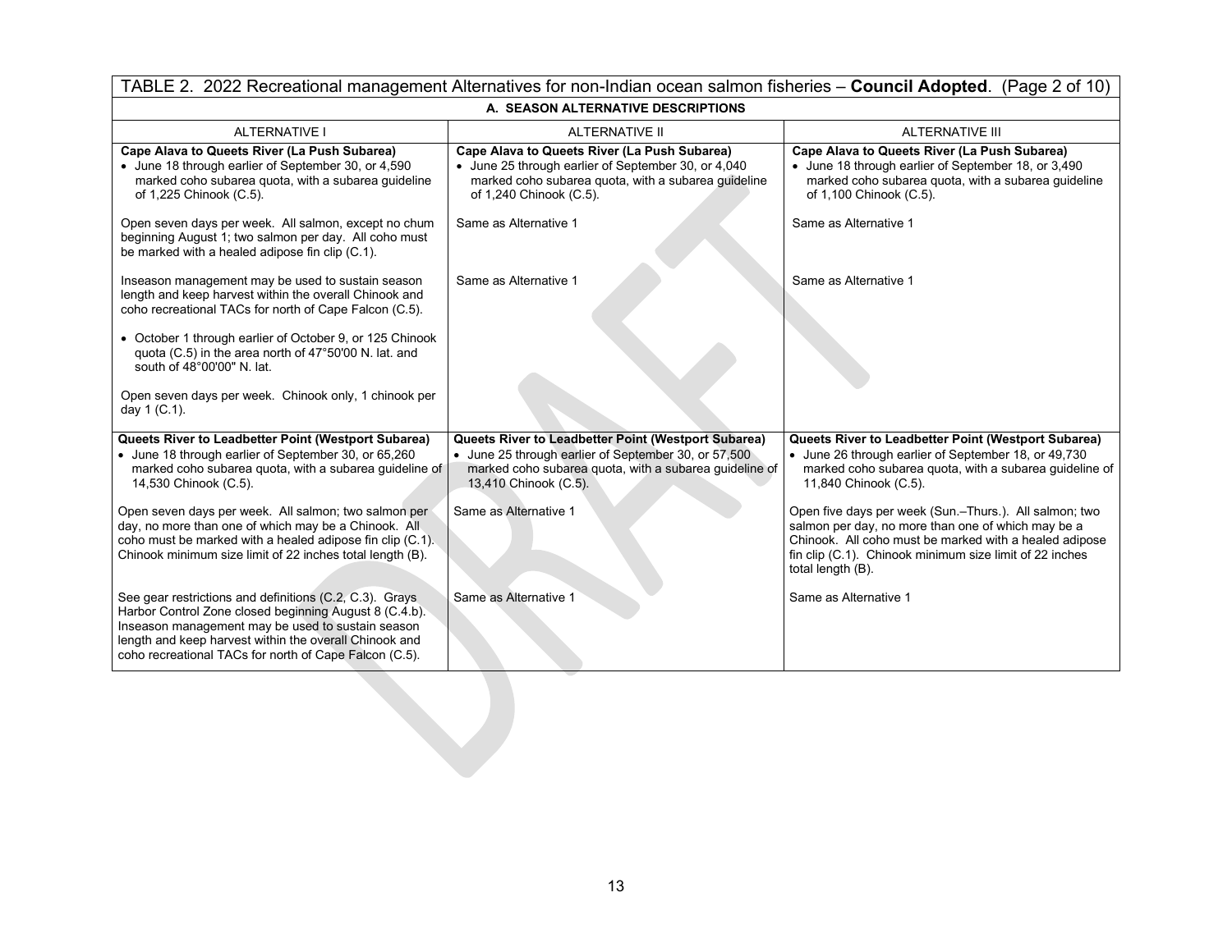TABLE 2. 2022 Recreational management Alternatives for non-Indian ocean salmon fisheries – **Council Adopted**. (Page 2 of 10)

**A. SEASON ALTERNATIVE DESCRIPTIONS**

| ALTERNATIVE I | ALTERNATIVE II | ALTERNATIVE III |
|---|---|---|
| **Cape Alava to Queets River (La Push Subarea)**<br>• June 18 through earlier of September 30, or 4,590 marked coho subarea quota, with a subarea guideline of 1,225 Chinook (C.5). | **Cape Alava to Queets River (La Push Subarea)**<br>• June 25 through earlier of September 30, or 4,040 marked coho subarea quota, with a subarea guideline of 1,240 Chinook (C.5). | **Cape Alava to Queets River (La Push Subarea)**<br>• June 18 through earlier of September 18, or 3,490 marked coho subarea quota, with a subarea guideline of 1,100 Chinook (C.5). |
| Open seven days per week. All salmon, except no chum beginning August 1; two salmon per day. All coho must be marked with a healed adipose fin clip (C.1). | Same as Alternative 1 | Same as Alternative 1 |
| Inseason management may be used to sustain season length and keep harvest within the overall Chinook and coho recreational TACs for north of Cape Falcon (C.5). | Same as Alternative 1 | Same as Alternative 1 |
| • October 1 through earlier of October 9, or 125 Chinook quota (C.5) in the area north of 47°50'00 N. lat. and south of 48°00'00" N. lat.<br><br>Open seven days per week. Chinook only, 1 chinook per day 1 (C.1). | | |
| **Queets River to Leadbetter Point (Westport Subarea)**<br>• June 18 through earlier of September 30, or 65,260 marked coho subarea quota, with a subarea guideline of 14,530 Chinook (C.5). | **Queets River to Leadbetter Point (Westport Subarea)**<br>• June 25 through earlier of September 30, or 57,500 marked coho subarea quota, with a subarea guideline of 13,410 Chinook (C.5). | **Queets River to Leadbetter Point (Westport Subarea)**<br>• June 26 through earlier of September 18, or 49,730 marked coho subarea quota, with a subarea guideline of 11,840 Chinook (C.5). |
| Open seven days per week. All salmon; two salmon per day, no more than one of which may be a Chinook. All coho must be marked with a healed adipose fin clip (C.1). Chinook minimum size limit of 22 inches total length (B). | Same as Alternative 1 | Open five days per week (Sun.–Thurs.). All salmon; two salmon per day, no more than one of which may be a Chinook. All coho must be marked with a healed adipose fin clip (C.1). Chinook minimum size limit of 22 inches total length (B). |
| See gear restrictions and definitions (C.2, C.3). Grays Harbor Control Zone closed beginning August 8 (C.4.b). Inseason management may be used to sustain season length and keep harvest within the overall Chinook and coho recreational TACs for north of Cape Falcon (C.5). | Same as Alternative 1 | Same as Alternative 1 |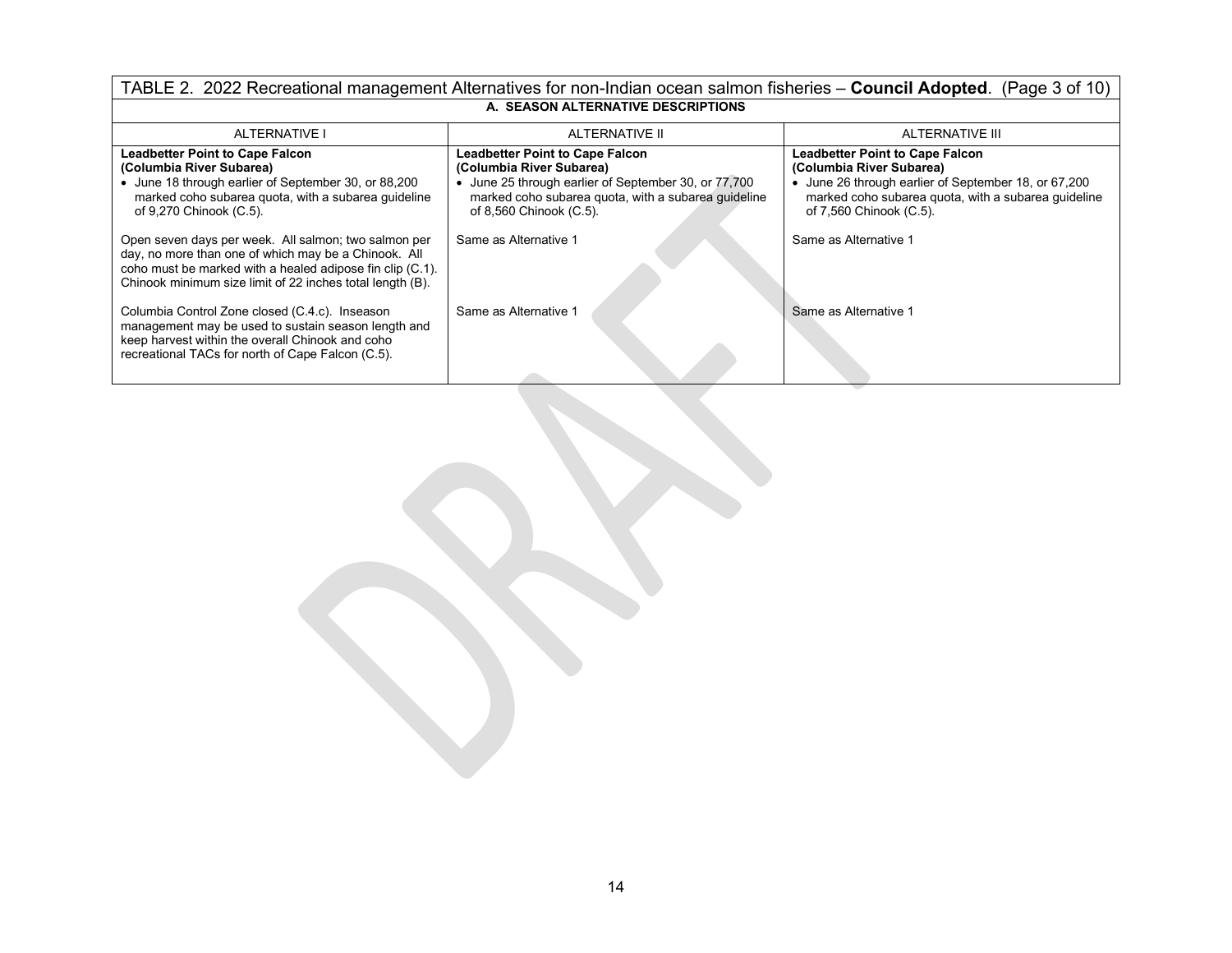TABLE 2. 2022 Recreational management Alternatives for non-Indian ocean salmon fisheries – **Council Adopted**. (Page 3 of 10)

**A. SEASON ALTERNATIVE DESCRIPTIONS**

| ALTERNATIVE I | ALTERNATIVE II | ALTERNATIVE III |
|---|---|---|
| **Leadbetter Point to Cape Falcon (Columbia River Subarea)**<br>• June 18 through earlier of September 30, or 88,200 marked coho subarea quota, with a subarea guideline of 9,270 Chinook (C.5). | **Leadbetter Point to Cape Falcon (Columbia River Subarea)**<br>• June 25 through earlier of September 30, or 77,700 marked coho subarea quota, with a subarea guideline of 8,560 Chinook (C.5). | **Leadbetter Point to Cape Falcon (Columbia River Subarea)**<br>• June 26 through earlier of September 18, or 67,200 marked coho subarea quota, with a subarea guideline of 7,560 Chinook (C.5). |
| Open seven days per week. All salmon; two salmon per day, no more than one of which may be a Chinook. All coho must be marked with a healed adipose fin clip (C.1). Chinook minimum size limit of 22 inches total length (B). | Same as Alternative 1 | Same as Alternative 1 |
| Columbia Control Zone closed (C.4.c). Inseason management may be used to sustain season length and keep harvest within the overall Chinook and coho recreational TACs for north of Cape Falcon (C.5). | Same as Alternative 1 | Same as Alternative 1 |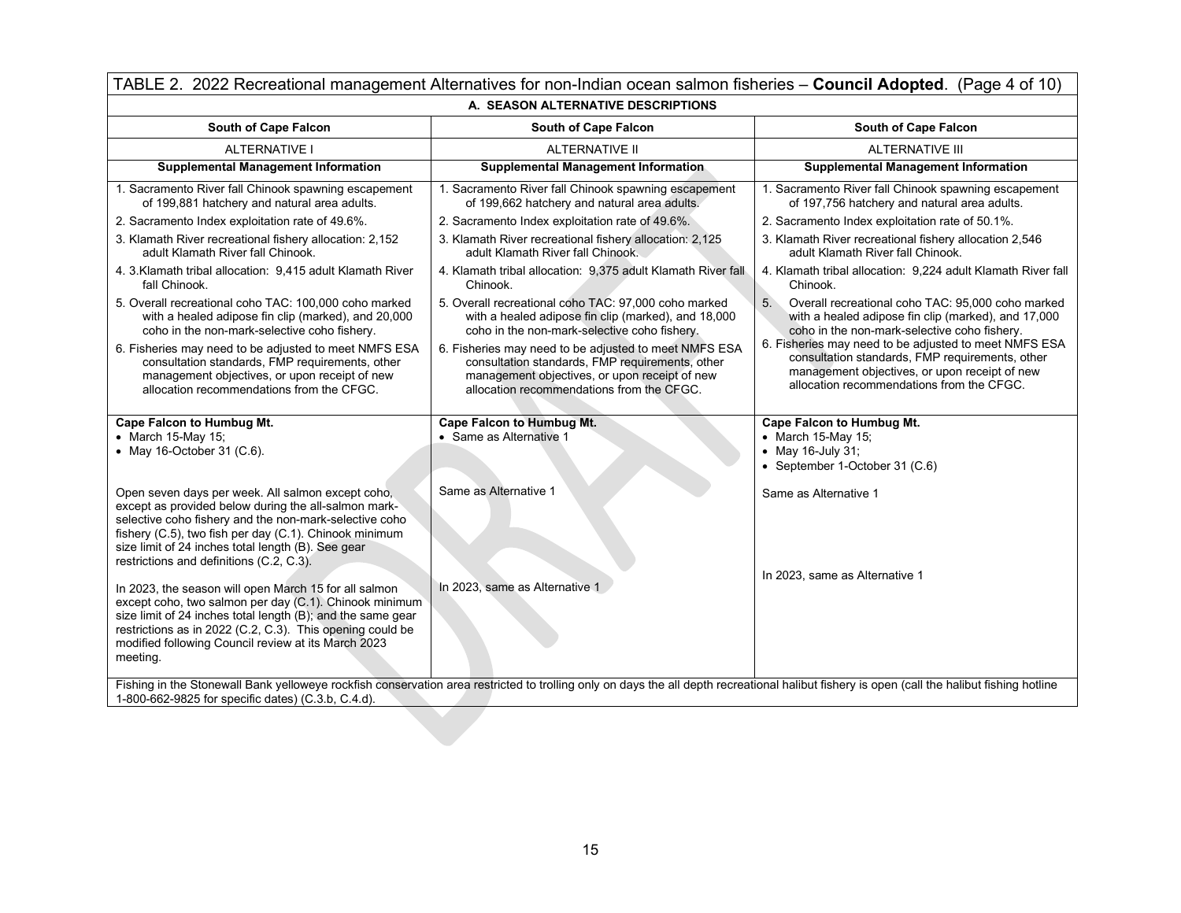| TABLE 2. 2022 Recreational management Alternatives for non-Indian ocean salmon fisheries – **Council Adopted**. (Page 4 of 10) | | |
|---|---|---|
| **A. SEASON ALTERNATIVE DESCRIPTIONS** | | |
| **South of Cape Falcon** | **South of Cape Falcon** | **South of Cape Falcon** |
| ALTERNATIVE I | ALTERNATIVE II | ALTERNATIVE III |
| **Supplemental Management Information** | **Supplemental Management Information** | **Supplemental Management Information** |
| 1. Sacramento River fall Chinook spawning escapement of 199,881 hatchery and natural area adults.<br>2. Sacramento Index exploitation rate of 49.6%.<br>3. Klamath River recreational fishery allocation: 2,152 adult Klamath River fall Chinook.<br>4. 3.Klamath tribal allocation: 9,415 adult Klamath River fall Chinook.<br>5. Overall recreational coho TAC: 100,000 coho marked with a healed adipose fin clip (marked), and 20,000 coho in the non-mark-selective coho fishery.<br>6. Fisheries may need to be adjusted to meet NMFS ESA consultation standards, FMP requirements, other management objectives, or upon receipt of new allocation recommendations from the CFGC. | 1. Sacramento River fall Chinook spawning escapement of 199,662 hatchery and natural area adults.<br>2. Sacramento Index exploitation rate of 49.6%.<br>3. Klamath River recreational fishery allocation: 2,125 adult Klamath River fall Chinook.<br>4. Klamath tribal allocation: 9,375 adult Klamath River fall Chinook.<br>5. Overall recreational coho TAC: 97,000 coho marked with a healed adipose fin clip (marked), and 18,000 coho in the non-mark-selective coho fishery.<br>6. Fisheries may need to be adjusted to meet NMFS ESA consultation standards, FMP requirements, other management objectives, or upon receipt of new allocation recommendations from the CFGC. | 1. Sacramento River fall Chinook spawning escapement of 197,756 hatchery and natural area adults.<br>2. Sacramento Index exploitation rate of 50.1%.<br>3. Klamath River recreational fishery allocation 2,546 adult Klamath River fall Chinook.<br>4. Klamath tribal allocation: 9,224 adult Klamath River fall Chinook.<br>5. Overall recreational coho TAC: 95,000 coho marked with a healed adipose fin clip (marked), and 17,000 coho in the non-mark-selective coho fishery.<br>6. Fisheries may need to be adjusted to meet NMFS ESA consultation standards, FMP requirements, other management objectives, or upon receipt of new allocation recommendations from the CFGC. |
| **Cape Falcon to Humbug Mt.**<br>• March 15-May 15;<br>• May 16-October 31 (C.6).<br><br>Open seven days per week. All salmon except coho, except as provided below during the all-salmon mark-selective coho fishery and the non-mark-selective coho fishery (C.5), two fish per day (C.1). Chinook minimum size limit of 24 inches total length (B). See gear restrictions and definitions (C.2, C.3).<br><br>In 2023, the season will open March 15 for all salmon except coho, two salmon per day (C.1). Chinook minimum size limit of 24 inches total length (B); and the same gear restrictions as in 2022 (C.2, C.3). This opening could be modified following Council review at its March 2023 meeting. | **Cape Falcon to Humbug Mt.**<br>• Same as Alternative 1<br><br>Same as Alternative 1<br><br>In 2023, same as Alternative 1 | **Cape Falcon to Humbug Mt.**<br>• March 15-May 15;<br>• May 16-July 31;<br>• September 1-October 31 (C.6)<br><br>Same as Alternative 1<br><br>In 2023, same as Alternative 1 |
| Fishing in the Stonewall Bank yelloweye rockfish conservation area restricted to trolling only on days the all depth recreational halibut fishery is open (call the halibut fishing hotline 1-800-662-9825 for specific dates) (C.3.b, C.4.d). | | |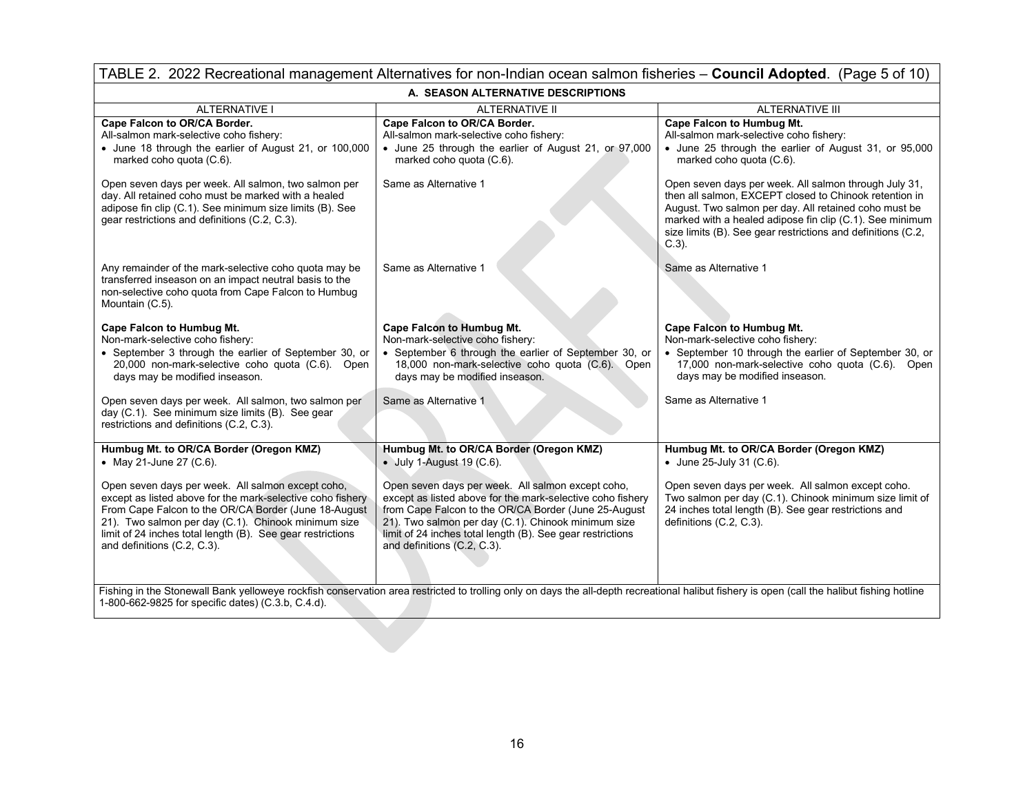TABLE 2. 2022 Recreational management Alternatives for non-Indian ocean salmon fisheries – **Council Adopted**. (Page 5 of 10)

| A. SEASON ALTERNATIVE DESCRIPTIONS | | |
|---|---|---|
| ALTERNATIVE I | ALTERNATIVE II | ALTERNATIVE III |
| **Cape Falcon to OR/CA Border.**<br>All-salmon mark-selective coho fishery:<br>• June 18 through the earlier of August 21, or 100,000 marked coho quota (C.6).<br><br>Open seven days per week. All salmon, two salmon per day. All retained coho must be marked with a healed adipose fin clip (C.1). See minimum size limits (B). See gear restrictions and definitions (C.2, C.3).<br><br>Any remainder of the mark-selective coho quota may be transferred inseason on an impact neutral basis to the non-selective coho quota from Cape Falcon to Humbug Mountain (C.5). | **Cape Falcon to OR/CA Border.**<br>All-salmon mark-selective coho fishery:<br>• June 25 through the earlier of August 21, or 97,000 marked coho quota (C.6).<br><br>Same as Alternative 1<br><br>Same as Alternative 1 | **Cape Falcon to Humbug Mt.**<br>All-salmon mark-selective coho fishery:<br>• June 25 through the earlier of August 31, or 95,000 marked coho quota (C.6).<br><br>Open seven days per week. All salmon through July 31, then all salmon, EXCEPT closed to Chinook retention in August. Two salmon per day. All retained coho must be marked with a healed adipose fin clip (C.1). See minimum size limits (B). See gear restrictions and definitions (C.2, C.3).<br><br>Same as Alternative 1 |
| **Cape Falcon to Humbug Mt.**<br>Non-mark-selective coho fishery:<br>• September 3 through the earlier of September 30, or 20,000 non-mark-selective coho quota (C.6). Open days may be modified inseason.<br><br>Open seven days per week. All salmon, two salmon per day (C.1). See minimum size limits (B). See gear restrictions and definitions (C.2, C.3). | **Cape Falcon to Humbug Mt.**<br>Non-mark-selective coho fishery:<br>• September 6 through the earlier of September 30, or 18,000 non-mark-selective coho quota (C.6). Open days may be modified inseason.<br><br>Same as Alternative 1 | **Cape Falcon to Humbug Mt.**<br>Non-mark-selective coho fishery:<br>• September 10 through the earlier of September 30, or 17,000 non-mark-selective coho quota (C.6). Open days may be modified inseason.<br><br>Same as Alternative 1 |
| **Humbug Mt. to OR/CA Border (Oregon KMZ)**<br>• May 21-June 27 (C.6).<br><br>Open seven days per week. All salmon except coho, except as listed above for the mark-selective coho fishery From Cape Falcon to the OR/CA Border (June 18-August 21). Two salmon per day (C.1). Chinook minimum size limit of 24 inches total length (B). See gear restrictions and definitions (C.2, C.3). | **Humbug Mt. to OR/CA Border (Oregon KMZ)**<br>• July 1-August 19 (C.6).<br><br>Open seven days per week. All salmon except coho, except as listed above for the mark-selective coho fishery from Cape Falcon to the OR/CA Border (June 25-August 21). Two salmon per day (C.1). Chinook minimum size limit of 24 inches total length (B). See gear restrictions and definitions (C.2, C.3). | **Humbug Mt. to OR/CA Border (Oregon KMZ)**<br>• June 25-July 31 (C.6).<br><br>Open seven days per week. All salmon except coho. Two salmon per day (C.1). Chinook minimum size limit of 24 inches total length (B). See gear restrictions and definitions (C.2, C.3). |
| Fishing in the Stonewall Bank yelloweye rockfish conservation area restricted to trolling only on days the all-depth recreational halibut fishery is open (call the halibut fishing hotline 1-800-662-9825 for specific dates) (C.3.b, C.4.d). | | |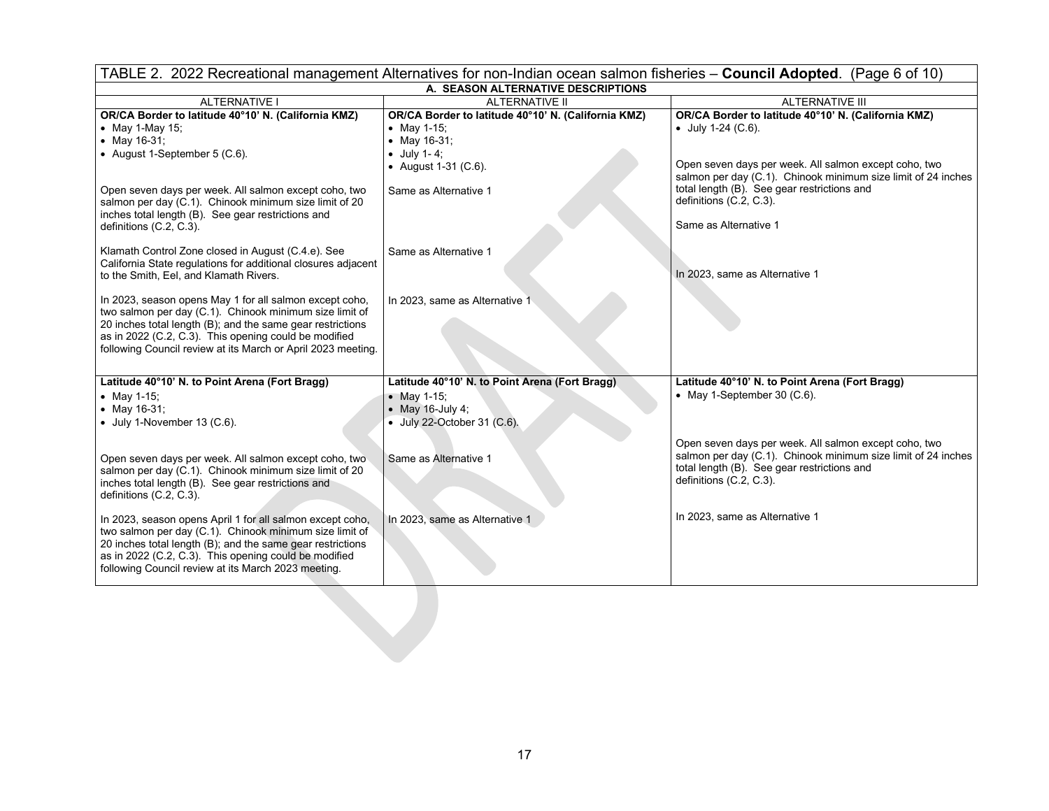TABLE 2. 2022 Recreational management Alternatives for non-Indian ocean salmon fisheries – **Council Adopted**. (Page 6 of 10)

| A. SEASON ALTERNATIVE DESCRIPTIONS | | |
|---|---|---|
| ALTERNATIVE I | ALTERNATIVE II | ALTERNATIVE III |
| **OR/CA Border to latitude 40°10' N. (California KMZ)**<br>• May 1-May 15;<br>• May 16-31;<br>• August 1-September 5 (C.6).<br><br>Open seven days per week. All salmon except coho, two salmon per day (C.1). Chinook minimum size limit of 20 inches total length (B). See gear restrictions and definitions (C.2, C.3).<br><br>Klamath Control Zone closed in August (C.4.e). See California State regulations for additional closures adjacent to the Smith, Eel, and Klamath Rivers.<br><br>In 2023, season opens May 1 for all salmon except coho, two salmon per day (C.1). Chinook minimum size limit of 20 inches total length (B); and the same gear restrictions as in 2022 (C.2, C.3). This opening could be modified following Council review at its March or April 2023 meeting. | **OR/CA Border to latitude 40°10' N. (California KMZ)**<br>• May 1-15;<br>• May 16-31;<br>• July 1- 4;<br>• August 1-31 (C.6).<br><br>Same as Alternative 1<br><br>Same as Alternative 1<br><br>In 2023, same as Alternative 1 | **OR/CA Border to latitude 40°10' N. (California KMZ)**<br>• July 1-24 (C.6).<br><br>Open seven days per week. All salmon except coho, two salmon per day (C.1). Chinook minimum size limit of 24 inches total length (B). See gear restrictions and definitions (C.2, C.3).<br><br>Same as Alternative 1<br><br>In 2023, same as Alternative 1 |
| **Latitude 40°10' N. to Point Arena (Fort Bragg)**<br>• May 1-15;<br>• May 16-31;<br>• July 1-November 13 (C.6).<br><br>Open seven days per week. All salmon except coho, two salmon per day (C.1). Chinook minimum size limit of 20 inches total length (B). See gear restrictions and definitions (C.2, C.3).<br><br>In 2023, season opens April 1 for all salmon except coho, two salmon per day (C.1). Chinook minimum size limit of 20 inches total length (B); and the same gear restrictions as in 2022 (C.2, C.3). This opening could be modified following Council review at its March 2023 meeting. | **Latitude 40°10' N. to Point Arena (Fort Bragg)**<br>• May 1-15;<br>• May 16-July 4;<br>• July 22-October 31 (C.6).<br><br>Same as Alternative 1<br><br>In 2023, same as Alternative 1 | **Latitude 40°10' N. to Point Arena (Fort Bragg)**<br>• May 1-September 30 (C.6).<br><br>Open seven days per week. All salmon except coho, two salmon per day (C.1). Chinook minimum size limit of 24 inches total length (B). See gear restrictions and definitions (C.2, C.3).<br><br>In 2023, same as Alternative 1 |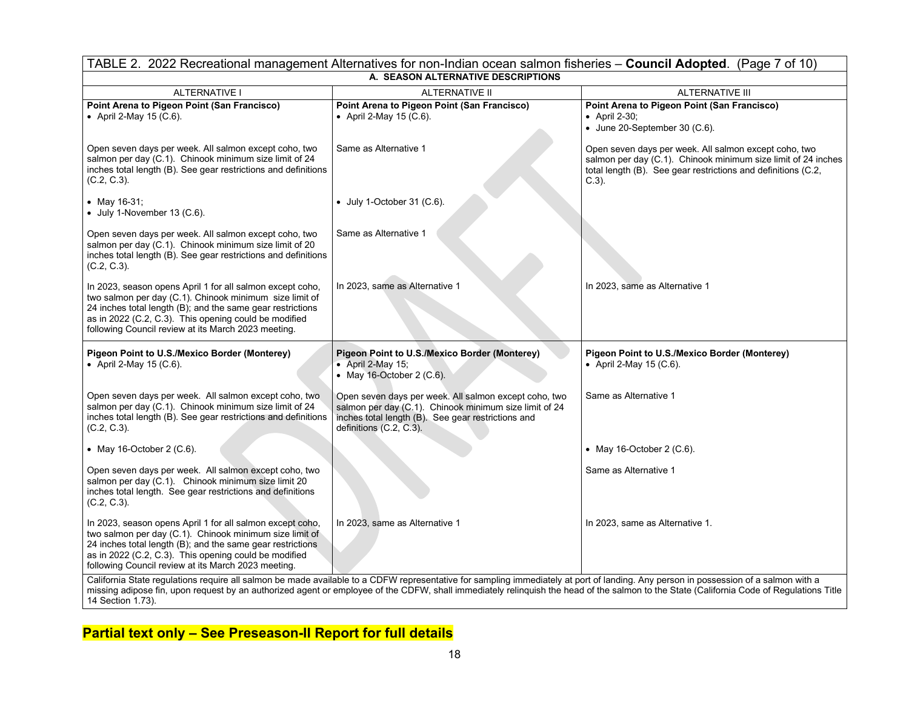| TABLE 2. 2022 Recreational management Alternatives for non-Indian ocean salmon fisheries – **Council Adopted**. (Page 7 of 10) | | |
|---|---|---|
| **A. SEASON ALTERNATIVE DESCRIPTIONS** | | |
| ALTERNATIVE I | ALTERNATIVE II | ALTERNATIVE III |
| **Point Arena to Pigeon Point (San Francisco)**<br>• April 2-May 15 (C.6). | **Point Arena to Pigeon Point (San Francisco)**<br>• April 2-May 15 (C.6). | **Point Arena to Pigeon Point (San Francisco)**<br>• April 2-30;<br>• June 20-September 30 (C.6). |
| Open seven days per week. All salmon except coho, two salmon per day (C.1). Chinook minimum size limit of 24 inches total length (B). See gear restrictions and definitions (C.2, C.3). | Same as Alternative 1 | Open seven days per week. All salmon except coho, two salmon per day (C.1). Chinook minimum size limit of 24 inches total length (B). See gear restrictions and definitions (C.2, C.3). |
| • May 16-31;<br>• July 1-November 13 (C.6). | • July 1-October 31 (C.6). | |
| Open seven days per week. All salmon except coho, two salmon per day (C.1). Chinook minimum size limit of 20 inches total length (B). See gear restrictions and definitions (C.2, C.3). | Same as Alternative 1 | |
| In 2023, season opens April 1 for all salmon except coho, two salmon per day (C.1). Chinook minimum size limit of 24 inches total length (B); and the same gear restrictions as in 2022 (C.2, C.3). This opening could be modified following Council review at its March 2023 meeting. | In 2023, same as Alternative 1 | In 2023, same as Alternative 1 |
| **Pigeon Point to U.S./Mexico Border (Monterey)**<br>• April 2-May 15 (C.6). | **Pigeon Point to U.S./Mexico Border (Monterey)**<br>• April 2-May 15;<br>• May 16-October 2 (C.6). | **Pigeon Point to U.S./Mexico Border (Monterey)**<br>• April 2-May 15 (C.6). |
| Open seven days per week. All salmon except coho, two salmon per day (C.1). Chinook minimum size limit of 24 inches total length (B). See gear restrictions and definitions (C.2, C.3). | Open seven days per week. All salmon except coho, two salmon per day (C.1). Chinook minimum size limit of 24 inches total length (B). See gear restrictions and definitions (C.2, C.3). | Same as Alternative 1 |
| • May 16-October 2 (C.6). | | • May 16-October 2 (C.6). |
| Open seven days per week. All salmon except coho, two salmon per day (C.1). Chinook minimum size limit 20 inches total length. See gear restrictions and definitions (C.2, C.3). | | Same as Alternative 1 |
| In 2023, season opens April 1 for all salmon except coho, two salmon per day (C.1). Chinook minimum size limit of 24 inches total length (B); and the same gear restrictions as in 2022 (C.2, C.3). This opening could be modified following Council review at its March 2023 meeting. | In 2023, same as Alternative 1 | In 2023, same as Alternative 1. |
| California State regulations require all salmon be made available to a CDFW representative for sampling immediately at port of landing. Any person in possession of a salmon with a missing adipose fin, upon request by an authorized agent or employee of the CDFW, shall immediately relinquish the head of the salmon to the State (California Code of Regulations Title 14 Section 1.73). | | |

**Partial text only – See Preseason-II Report for full details**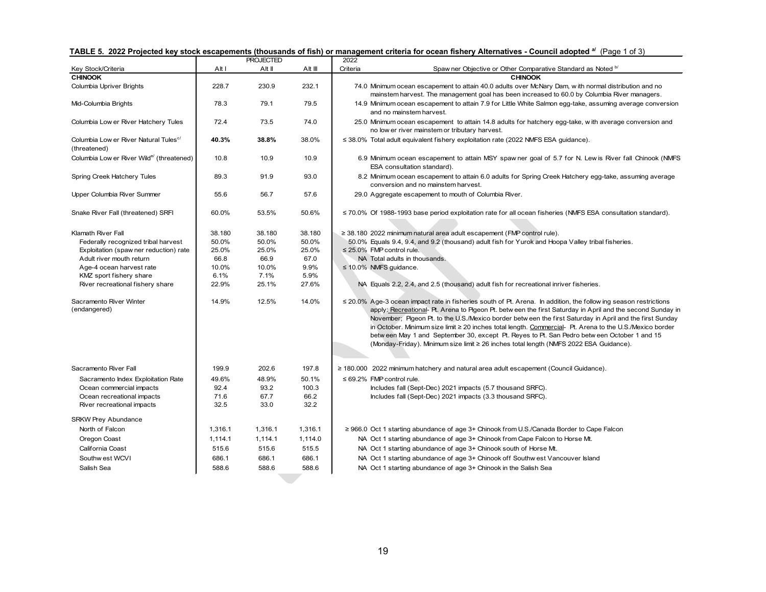**TABLE 5. 2022 Projected key stock escapements (thousands of fish) or management criteria for ocean fishery Alternatives - Council adopted [a/] (Page 1 of 3)**

| Key Stock/Criteria | PROJECTED Alt I | Alt II | Alt III | 2022 Criteria | Spawner Objective or Other Comparative Standard as Noted [b/] |
|---|---|---|---|---|---|
| **CHINOOK** | | | | | **CHINOOK** |
| Columbia Upriver Brights | 228.7 | 230.9 | 232.1 | 74.0 | Minimum ocean escapement to attain 40.0 adults over McNary Dam, with normal distribution and no mainstem harvest. The management goal has been increased to 60.0 by Columbia River managers. |
| Mid-Columbia Brights | 78.3 | 79.1 | 79.5 | 14.9 | Minimum ocean escapement to attain 7.9 for Little White Salmon egg-take, assuming average conversion and no mainstem harvest. |
| Columbia Lower River Hatchery Tules | 72.4 | 73.5 | 74.0 | 25.0 | Minimum ocean escapement to attain 14.8 adults for hatchery egg-take, with average conversion and no lower river mainstem or tributary harvest. |
| Columbia Lower River Natural Tules[c/] (threatened) | **40.3%** | **38.8%** | 38.0% | ≤ 38.0% | Total adult equivalent fishery exploitation rate (2022 NMFS ESA guidance). |
| Columbia Lower River Wild[e/] (threatened) | 10.8 | 10.9 | 10.9 | 6.9 | Minimum ocean escapement to attain MSY spawner goal of 5.7 for N. Lewis River fall Chinook (NMFS ESA consultation standard). |
| Spring Creek Hatchery Tules | 89.3 | 91.9 | 93.0 | 8.2 | Minimum ocean escapement to attain 6.0 adults for Spring Creek Hatchery egg-take, assuming average conversion and no mainstem harvest. |
| Upper Columbia River Summer | 55.6 | 56.7 | 57.6 | 29.0 | Aggregate escapement to mouth of Columbia River. |
| Snake River Fall (threatened) SRFI | 60.0% | 53.5% | 50.6% | ≤ 70.0% | Of 1988-1993 base period exploitation rate for all ocean fisheries (NMFS ESA consultation standard). |
| Klamath River Fall | 38.180 | 38.180 | 38.180 | ≥ 38.180 | 2022 minimum natural area adult escapement (FMP control rule). |
| Federally recognized tribal harvest | 50.0% | 50.0% | 50.0% | 50.0% | Equals 9.4, 9.4, and 9.2 (thousand) adult fish for Yurok and Hoopa Valley tribal fisheries. |
| Exploitation (spawner reduction) rate | 25.0% | 25.0% | 25.0% | ≤ 25.0% | FMP control rule. |
| Adult river mouth return | 66.8 | 66.9 | 67.0 | NA | Total adults in thousands. |
| Age-4 ocean harvest rate | 10.0% | 10.0% | 9.9% | ≤ 10.0% | NMFS guidance. |
| KMZ sport fishery share | 6.1% | 7.1% | 5.9% | | |
| River recreational fishery share | 22.9% | 25.1% | 27.6% | NA | Equals 2.2, 2.4, and 2.5 (thousand) adult fish for recreational inriver fisheries. |
| Sacramento River Winter (endangered) | 14.9% | 12.5% | 14.0% | ≤ 20.0% | Age-3 ocean impact rate in fisheries south of Pt. Arena. In addition, the following season restrictions apply: Recreational- Pt. Arena to Pigeon Pt. between the first Saturday in April and the second Sunday in November; Pigeon Pt. to the U.S./Mexico border between the first Saturday in April and the first Sunday in October. Minimum size limit ≥ 20 inches total length. Commercial- Pt. Arena to the U.S./Mexico border between May 1 and September 30, except Pt. Reyes to Pt. San Pedro between October 1 and 15 (Monday-Friday). Minimum size limit ≥ 26 inches total length (NMFS 2022 ESA Guidance). |
| Sacramento River Fall | 199.9 | 202.6 | 197.8 | ≥ 180.000 | 2022 minimum hatchery and natural area adult escapement (Council Guidance). |
| Sacramento Index Exploitation Rate | 49.6% | 48.9% | 50.1% | ≤ 69.2% | FMP control rule. |
| Ocean commercial impacts | 92.4 | 93.2 | 100.3 | | Includes fall (Sept-Dec) 2021 impacts (5.7 thousand SRFC). |
| Ocean recreational impacts | 71.6 | 67.7 | 66.2 | | Includes fall (Sept-Dec) 2021 impacts (3.3 thousand SRFC). |
| River recreational impacts | 32.5 | 33.0 | 32.2 | | |
| SRKW Prey Abundance | | | | | |
| North of Falcon | 1,316.1 | 1,316.1 | 1,316.1 | ≥ 966.0 | Oct 1 starting abundance of age 3+ Chinook from U.S./Canada Border to Cape Falcon |
| Oregon Coast | 1,114.1 | 1,114.1 | 1,114.0 | NA | Oct 1 starting abundance of age 3+ Chinook from Cape Falcon to Horse Mt. |
| California Coast | 515.6 | 515.6 | 515.5 | NA | Oct 1 starting abundance of age 3+ Chinook south of Horse Mt. |
| Southwest WCVI | 686.1 | 686.1 | 686.1 | NA | Oct 1 starting abundance of age 3+ Chinook off Southwest Vancouver Island |
| Salish Sea | 588.6 | 588.6 | 588.6 | NA | Oct 1 starting abundance of age 3+ Chinook in the Salish Sea |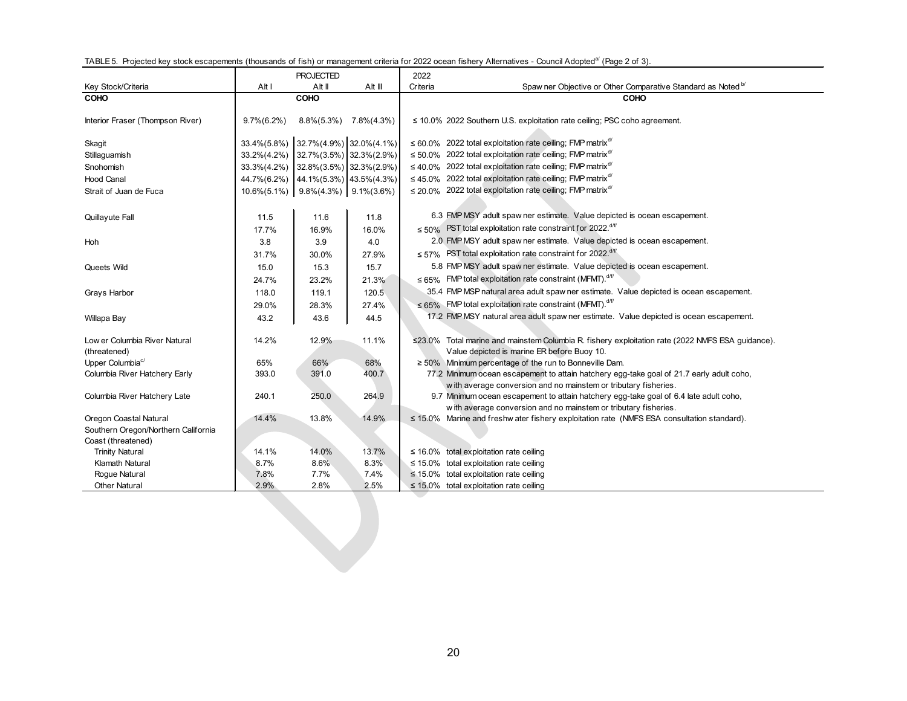TABLE 5. Projected key stock escapements (thousands of fish) or management criteria for 2022 ocean fishery Alternatives - Council Adopted[a] (Page 2 of 3).

| Key Stock/Criteria | PROJECTED Alt I | Alt II | Alt III | 2022 Criteria | Spawner Objective or Other Comparative Standard as Noted[b] |
|---|---|---|---|---|---|
| **COHO** | | **COHO** | | | **COHO** |
| Interior Fraser (Thompson River) | 9.7%(6.2%) | 8.8%(5.3%) | 7.8%(4.3%) | ≤ 10.0% | 2022 Southern U.S. exploitation rate ceiling; PSC coho agreement. |
| Skagit | 33.4%(5.8%) | 32.7%(4.9%) | 32.0%(4.1%) | ≤ 60.0% | 2022 total exploitation rate ceiling; FMP matrix[d] |
| Stillaguamish | 33.2%(4.2%) | 32.7%(3.5%) | 32.3%(2.9%) | ≤ 50.0% | 2022 total exploitation rate ceiling; FMP matrix[d] |
| Snohomish | 33.3%(4.2%) | 32.8%(3.5%) | 32.3%(2.9%) | ≤ 40.0% | 2022 total exploitation rate ceiling; FMP matrix[d] |
| Hood Canal | 44.7%(6.2%) | 44.1%(5.3%) | 43.5%(4.3%) | ≤ 45.0% | 2022 total exploitation rate ceiling; FMP matrix[d] |
| Strait of Juan de Fuca | 10.6%(5.1%) | 9.8%(4.3%) | 9.1%(3.6%) | ≤ 20.0% | 2022 total exploitation rate ceiling; FMP matrix[d] |
| Quillayute Fall | 11.5 | 11.6 | 11.8 | 6.3 | FMP MSY adult spawner estimate. Value depicted is ocean escapement. |
| | 17.7% | 16.9% | 16.0% | ≤ 50% | PST total exploitation rate constraint for 2022.[d/f] |
| Hoh | 3.8 | 3.9 | 4.0 | 2.0 | FMP MSY adult spawner estimate. Value depicted is ocean escapement. |
| | 31.7% | 30.0% | 27.9% | ≤ 57% | PST total exploitation rate constraint for 2022.[d/f] |
| Queets Wild | 15.0 | 15.3 | 15.7 | 5.8 | FMP MSY adult spawner estimate. Value depicted is ocean escapement. |
| | 24.7% | 23.2% | 21.3% | ≤ 65% | FMP total exploitation rate constraint (MFMT).[d/f] |
| Grays Harbor | 118.0 | 119.1 | 120.5 | 35.4 | FMP MSP natural area adult spawner estimate. Value depicted is ocean escapement. |
| | 29.0% | 28.3% | 27.4% | ≤ 65% | FMP total exploitation rate constraint (MFMT).[d/f] |
| Willapa Bay | 43.2 | 43.6 | 44.5 | 17.2 | FMP MSY natural area adult spawner estimate. Value depicted is ocean escapement. |
| Lower Columbia River Natural (threatened) | 14.2% | 12.9% | 11.1% | ≤23.0% | Total marine and mainstem Columbia R. fishery exploitation rate (2022 NMFS ESA guidance). Value depicted is marine ER before Buoy 10. |
| Upper Columbia[c] | 65% | 66% | 68% | ≥ 50% | Minimum percentage of the run to Bonneville Dam. |
| Columbia River Hatchery Early | 393.0 | 391.0 | 400.7 | 77.2 | Minimum ocean escapement to attain hatchery egg-take goal of 21.7 early adult coho, with average conversion and no mainstem or tributary fisheries. |
| Columbia River Hatchery Late | 240.1 | 250.0 | 264.9 | 9.7 | Minimum ocean escapement to attain hatchery egg-take goal of 6.4 late adult coho, with average conversion and no mainstem or tributary fisheries. |
| Oregon Coastal Natural | 14.4% | 13.8% | 14.9% | ≤ 15.0% | Marine and freshwater fishery exploitation rate (NMFS ESA consultation standard). |
| Southern Oregon/Northern California Coast (threatened) | | | | | |
| Trinity Natural | 14.1% | 14.0% | 13.7% | ≤ 16.0% | total exploitation rate ceiling |
| Klamath Natural | 8.7% | 8.6% | 8.3% | ≤ 15.0% | total exploitation rate ceiling |
| Rogue Natural | 7.8% | 7.7% | 7.4% | ≤ 15.0% | total exploitation rate ceiling |
| Other Natural | 2.9% | 2.8% | 2.5% | ≤ 15.0% | total exploitation rate ceiling |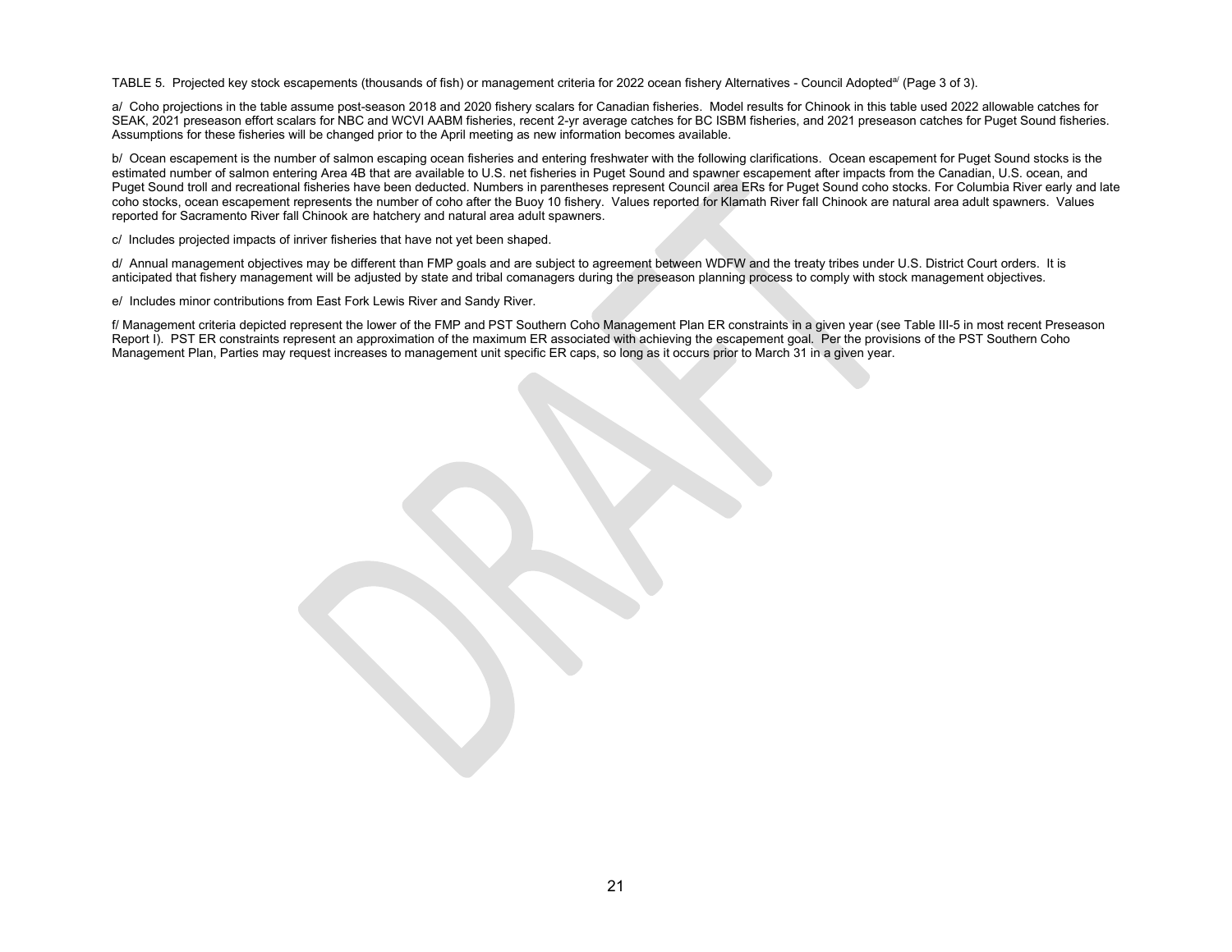TABLE 5. Projected key stock escapements (thousands of fish) or management criteria for 2022 ocean fishery Alternatives - Council Adopted[a/] (Page 3 of 3).

a/ Coho projections in the table assume post-season 2018 and 2020 fishery scalars for Canadian fisheries. Model results for Chinook in this table used 2022 allowable catches for SEAK, 2021 preseason effort scalars for NBC and WCVI AABM fisheries, recent 2-yr average catches for BC ISBM fisheries, and 2021 preseason catches for Puget Sound fisheries. Assumptions for these fisheries will be changed prior to the April meeting as new information becomes available.

b/ Ocean escapement is the number of salmon escaping ocean fisheries and entering freshwater with the following clarifications. Ocean escapement for Puget Sound stocks is the estimated number of salmon entering Area 4B that are available to U.S. net fisheries in Puget Sound and spawner escapement after impacts from the Canadian, U.S. ocean, and Puget Sound troll and recreational fisheries have been deducted. Numbers in parentheses represent Council area ERs for Puget Sound coho stocks. For Columbia River early and late coho stocks, ocean escapement represents the number of coho after the Buoy 10 fishery. Values reported for Klamath River fall Chinook are natural area adult spawners. Values reported for Sacramento River fall Chinook are hatchery and natural area adult spawners.

c/ Includes projected impacts of inriver fisheries that have not yet been shaped.

d/ Annual management objectives may be different than FMP goals and are subject to agreement between WDFW and the treaty tribes under U.S. District Court orders. It is anticipated that fishery management will be adjusted by state and tribal comanagers during the preseason planning process to comply with stock management objectives.

e/ Includes minor contributions from East Fork Lewis River and Sandy River.

f/ Management criteria depicted represent the lower of the FMP and PST Southern Coho Management Plan ER constraints in a given year (see Table III-5 in most recent Preseason Report I). PST ER constraints represent an approximation of the maximum ER associated with achieving the escapement goal. Per the provisions of the PST Southern Coho Management Plan, Parties may request increases to management unit specific ER caps, so long as it occurs prior to March 31 in a given year.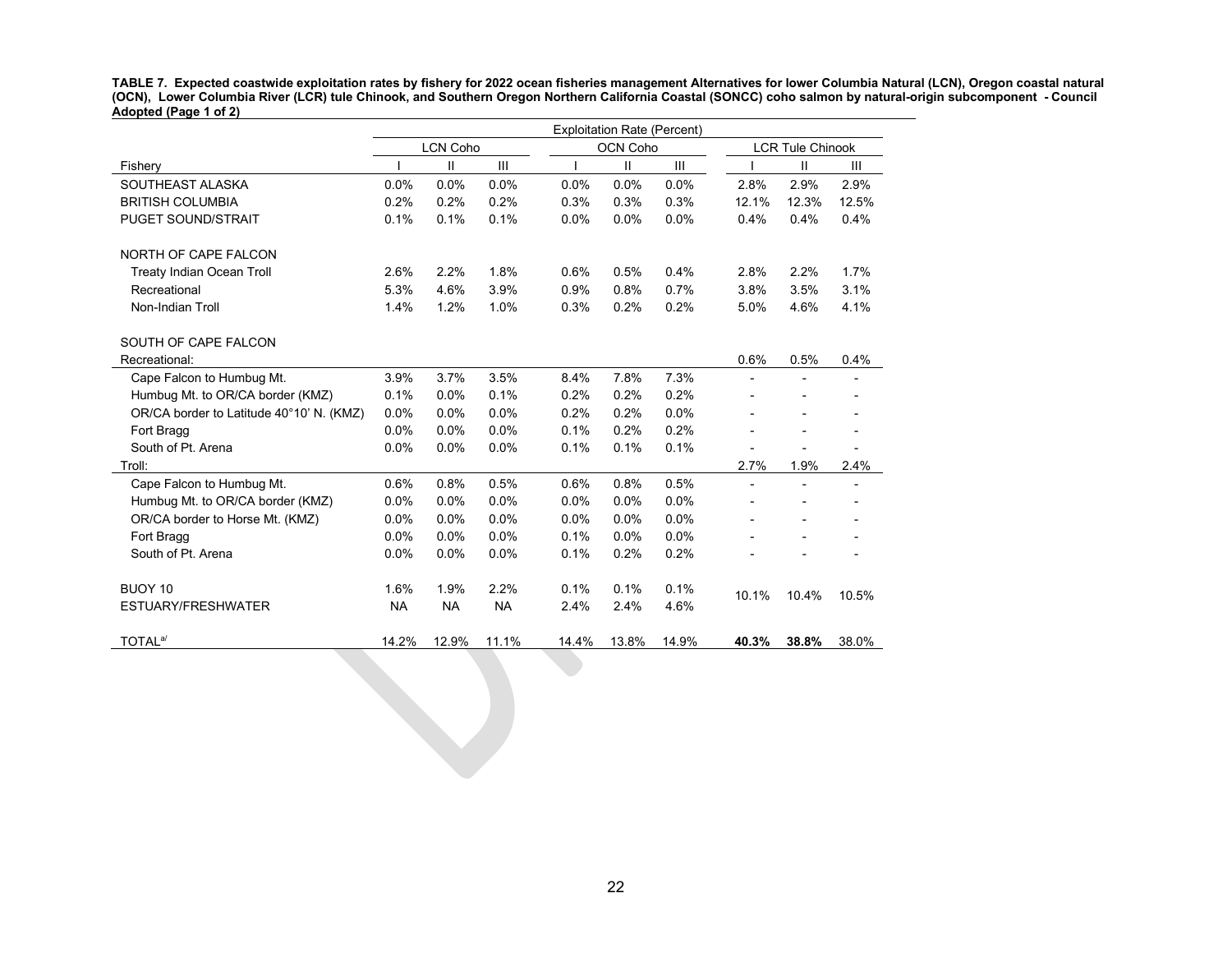**TABLE 7. Expected coastwide exploitation rates by fishery for 2022 ocean fisheries management Alternatives for lower Columbia Natural (LCN), Oregon coastal natural (OCN), Lower Columbia River (LCR) tule Chinook, and Southern Oregon Northern California Coastal (SONCC) coho salmon by natural-origin subcomponent - Council Adopted (Page 1 of 2)**

| | Exploitation Rate (Percent) | | | | | | | | |
|---|---|---|---|---|---|---|---|---|---|
| | LCN Coho | | | OCN Coho | | | LCR Tule Chinook | | |
| Fishery | I | II | III | I | II | III | I | II | III |
| SOUTHEAST ALASKA | 0.0% | 0.0% | 0.0% | 0.0% | 0.0% | 0.0% | 2.8% | 2.9% | 2.9% |
| BRITISH COLUMBIA | 0.2% | 0.2% | 0.2% | 0.3% | 0.3% | 0.3% | 12.1% | 12.3% | 12.5% |
| PUGET SOUND/STRAIT | 0.1% | 0.1% | 0.1% | 0.0% | 0.0% | 0.0% | 0.4% | 0.4% | 0.4% |
| NORTH OF CAPE FALCON | | | | | | | | | |
| Treaty Indian Ocean Troll | 2.6% | 2.2% | 1.8% | 0.6% | 0.5% | 0.4% | 2.8% | 2.2% | 1.7% |
| Recreational | 5.3% | 4.6% | 3.9% | 0.9% | 0.8% | 0.7% | 3.8% | 3.5% | 3.1% |
| Non-Indian Troll | 1.4% | 1.2% | 1.0% | 0.3% | 0.2% | 0.2% | 5.0% | 4.6% | 4.1% |
| SOUTH OF CAPE FALCON | | | | | | | | | |
| Recreational: | | | | | | | 0.6% | 0.5% | 0.4% |
| Cape Falcon to Humbug Mt. | 3.9% | 3.7% | 3.5% | 8.4% | 7.8% | 7.3% | - | - | - |
| Humbug Mt. to OR/CA border (KMZ) | 0.1% | 0.0% | 0.1% | 0.2% | 0.2% | 0.2% | - | - | - |
| OR/CA border to Latitude 40°10' N. (KMZ) | 0.0% | 0.0% | 0.0% | 0.2% | 0.2% | 0.0% | - | - | - |
| Fort Bragg | 0.0% | 0.0% | 0.0% | 0.1% | 0.2% | 0.2% | - | - | - |
| South of Pt. Arena | 0.0% | 0.0% | 0.0% | 0.1% | 0.1% | 0.1% | - | - | - |
| Troll: | | | | | | | 2.7% | 1.9% | 2.4% |
| Cape Falcon to Humbug Mt. | 0.6% | 0.8% | 0.5% | 0.6% | 0.8% | 0.5% | - | - | - |
| Humbug Mt. to OR/CA border (KMZ) | 0.0% | 0.0% | 0.0% | 0.0% | 0.0% | 0.0% | - | - | - |
| OR/CA border to Horse Mt. (KMZ) | 0.0% | 0.0% | 0.0% | 0.0% | 0.0% | 0.0% | - | - | - |
| Fort Bragg | 0.0% | 0.0% | 0.0% | 0.1% | 0.0% | 0.0% | - | - | - |
| South of Pt. Arena | 0.0% | 0.0% | 0.0% | 0.1% | 0.2% | 0.2% | - | - | - |
| BUOY 10 | 1.6% | 1.9% | 2.2% | 0.1% | 0.1% | 0.1% | 10.1% | 10.4% | 10.5% |
| ESTUARY/FRESHWATER | NA | NA | NA | 2.4% | 2.4% | 4.6% | | | |
| TOTAL[a/] | 14.2% | 12.9% | 11.1% | 14.4% | 13.8% | 14.9% | **40.3%** | **38.8%** | 38.0% |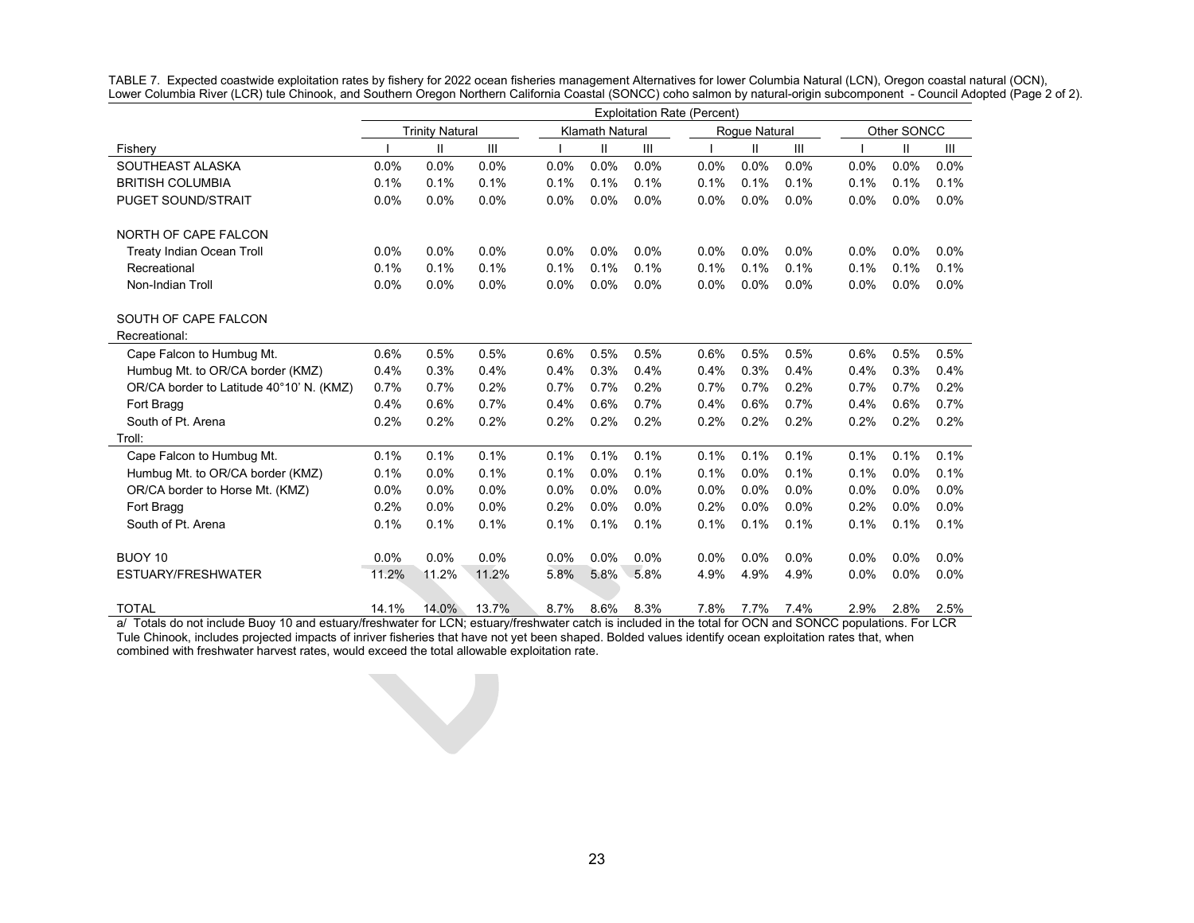TABLE 7. Expected coastwide exploitation rates by fishery for 2022 ocean fisheries management Alternatives for lower Columbia Natural (LCN), Oregon coastal natural (OCN), Lower Columbia River (LCR) tule Chinook, and Southern Oregon Northern California Coastal (SONCC) coho salmon by natural-origin subcomponent - Council Adopted (Page 2 of 2).

| | Exploitation Rate (Percent) | | | | | | | | | | | |
|---|---|---|---|---|---|---|---|---|---|---|---|---|
| | Trinity Natural | | | Klamath Natural | | | Rogue Natural | | | Other SONCC | | |
| Fishery | I | II | III | I | II | III | I | II | III | I | II | III |
| SOUTHEAST ALASKA | 0.0% | 0.0% | 0.0% | 0.0% | 0.0% | 0.0% | 0.0% | 0.0% | 0.0% | 0.0% | 0.0% | 0.0% |
| BRITISH COLUMBIA | 0.1% | 0.1% | 0.1% | 0.1% | 0.1% | 0.1% | 0.1% | 0.1% | 0.1% | 0.1% | 0.1% | 0.1% |
| PUGET SOUND/STRAIT | 0.0% | 0.0% | 0.0% | 0.0% | 0.0% | 0.0% | 0.0% | 0.0% | 0.0% | 0.0% | 0.0% | 0.0% |
| NORTH OF CAPE FALCON | | | | | | | | | | | | |
| Treaty Indian Ocean Troll | 0.0% | 0.0% | 0.0% | 0.0% | 0.0% | 0.0% | 0.0% | 0.0% | 0.0% | 0.0% | 0.0% | 0.0% |
| Recreational | 0.1% | 0.1% | 0.1% | 0.1% | 0.1% | 0.1% | 0.1% | 0.1% | 0.1% | 0.1% | 0.1% | 0.1% |
| Non-Indian Troll | 0.0% | 0.0% | 0.0% | 0.0% | 0.0% | 0.0% | 0.0% | 0.0% | 0.0% | 0.0% | 0.0% | 0.0% |
| SOUTH OF CAPE FALCON | | | | | | | | | | | | |
| Recreational: | | | | | | | | | | | | |
| Cape Falcon to Humbug Mt. | 0.6% | 0.5% | 0.5% | 0.6% | 0.5% | 0.5% | 0.6% | 0.5% | 0.5% | 0.6% | 0.5% | 0.5% |
| Humbug Mt. to OR/CA border (KMZ) | 0.4% | 0.3% | 0.4% | 0.4% | 0.3% | 0.4% | 0.4% | 0.3% | 0.4% | 0.4% | 0.3% | 0.4% |
| OR/CA border to Latitude 40°10' N. (KMZ) | 0.7% | 0.7% | 0.2% | 0.7% | 0.7% | 0.2% | 0.7% | 0.7% | 0.2% | 0.7% | 0.7% | 0.2% |
| Fort Bragg | 0.4% | 0.6% | 0.7% | 0.4% | 0.6% | 0.7% | 0.4% | 0.6% | 0.7% | 0.4% | 0.6% | 0.7% |
| South of Pt. Arena | 0.2% | 0.2% | 0.2% | 0.2% | 0.2% | 0.2% | 0.2% | 0.2% | 0.2% | 0.2% | 0.2% | 0.2% |
| Troll: | | | | | | | | | | | | |
| Cape Falcon to Humbug Mt. | 0.1% | 0.1% | 0.1% | 0.1% | 0.1% | 0.1% | 0.1% | 0.1% | 0.1% | 0.1% | 0.1% | 0.1% |
| Humbug Mt. to OR/CA border (KMZ) | 0.1% | 0.0% | 0.1% | 0.1% | 0.0% | 0.1% | 0.1% | 0.0% | 0.1% | 0.1% | 0.0% | 0.1% |
| OR/CA border to Horse Mt. (KMZ) | 0.0% | 0.0% | 0.0% | 0.0% | 0.0% | 0.0% | 0.0% | 0.0% | 0.0% | 0.0% | 0.0% | 0.0% |
| Fort Bragg | 0.2% | 0.0% | 0.0% | 0.2% | 0.0% | 0.0% | 0.2% | 0.0% | 0.0% | 0.2% | 0.0% | 0.0% |
| South of Pt. Arena | 0.1% | 0.1% | 0.1% | 0.1% | 0.1% | 0.1% | 0.1% | 0.1% | 0.1% | 0.1% | 0.1% | 0.1% |
| BUOY 10 | 0.0% | 0.0% | 0.0% | 0.0% | 0.0% | 0.0% | 0.0% | 0.0% | 0.0% | 0.0% | 0.0% | 0.0% |
| ESTUARY/FRESHWATER | 11.2% | 11.2% | 11.2% | 5.8% | 5.8% | 5.8% | 4.9% | 4.9% | 4.9% | 0.0% | 0.0% | 0.0% |
| TOTAL | 14.1% | 14.0% | 13.7% | 8.7% | 8.6% | 8.3% | 7.8% | 7.7% | 7.4% | 2.9% | 2.8% | 2.5% |

a/ Totals do not include Buoy 10 and estuary/freshwater for LCN; estuary/freshwater catch is included in the total for OCN and SONCC populations. For LCR Tule Chinook, includes projected impacts of inriver fisheries that have not yet been shaped. Bolded values identify ocean exploitation rates that, when combined with freshwater harvest rates, would exceed the total allowable exploitation rate.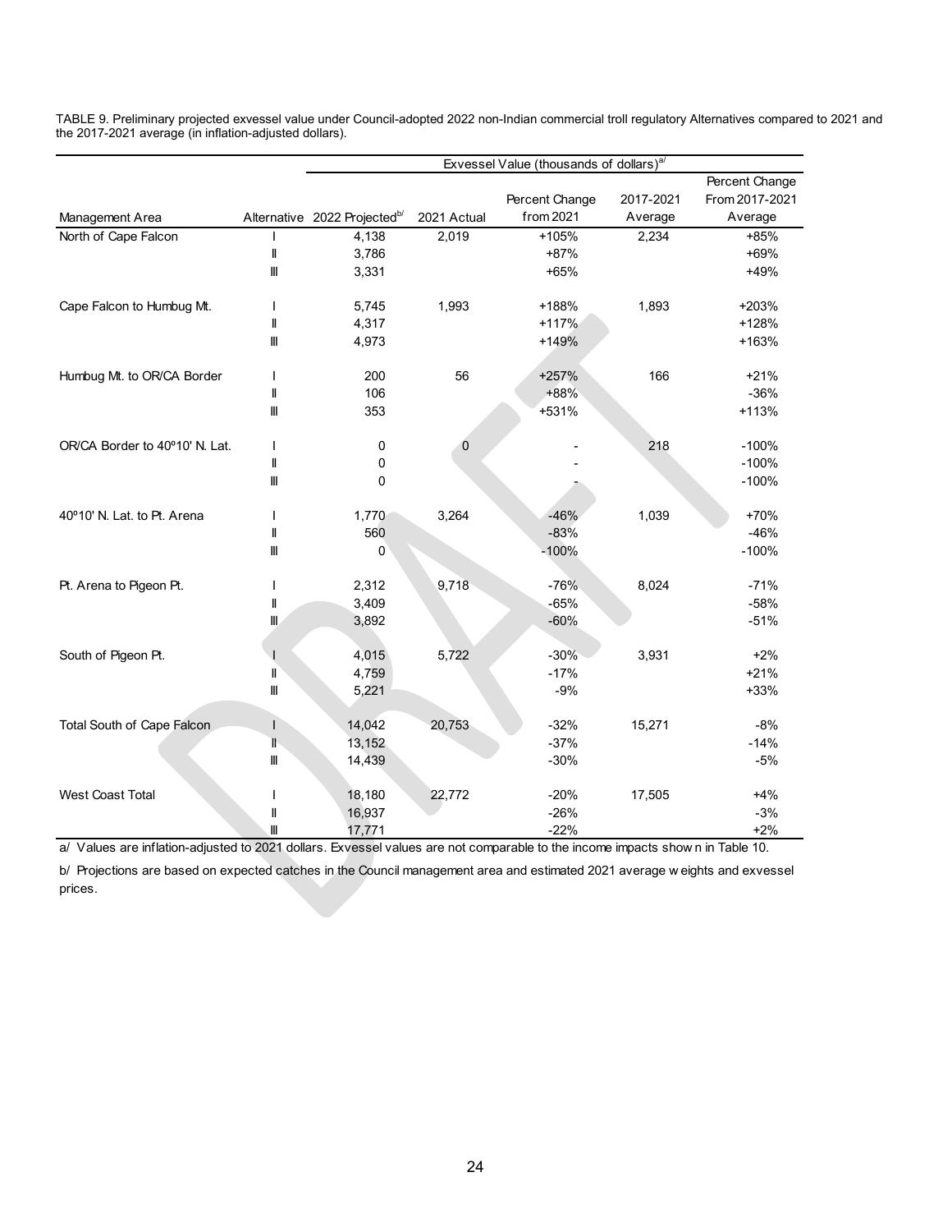TABLE 9. Preliminary projected exvessel value under Council-adopted 2022 non-Indian commercial troll regulatory Alternatives compared to 2021 and the 2017-2021 average (in inflation-adjusted dollars).

| | | Exvessel Value (thousands of dollars)[a/] | | | | |
|---|---|---|---|---|---|---|
| Management Area | Alternative | 2022 Projected[b/] | 2021 Actual | Percent Change from 2021 | 2017-2021 Average | Percent Change From 2017-2021 Average |
| North of Cape Falcon | I | 4,138 | 2,019 | +105% | 2,234 | +85% |
| | II | 3,786 | | +87% | | +69% |
| | III | 3,331 | | +65% | | +49% |
| Cape Falcon to Humbug Mt. | I | 5,745 | 1,993 | +188% | 1,893 | +203% |
| | II | 4,317 | | +117% | | +128% |
| | III | 4,973 | | +149% | | +163% |
| Humbug Mt. to OR/CA Border | I | 200 | 56 | +257% | 166 | +21% |
| | II | 106 | | +88% | | -36% |
| | III | 353 | | +531% | | +113% |
| OR/CA Border to 40º10' N. Lat. | I | 0 | 0 | - | 218 | -100% |
| | II | 0 | | - | | -100% |
| | III | 0 | | - | | -100% |
| 40º10' N. Lat. to Pt. Arena | I | 1,770 | 3,264 | -46% | 1,039 | +70% |
| | II | 560 | | -83% | | -46% |
| | III | 0 | | -100% | | -100% |
| Pt. Arena to Pigeon Pt. | I | 2,312 | 9,718 | -76% | 8,024 | -71% |
| | II | 3,409 | | -65% | | -58% |
| | III | 3,892 | | -60% | | -51% |
| South of Pigeon Pt. | I | 4,015 | 5,722 | -30% | 3,931 | +2% |
| | II | 4,759 | | -17% | | +21% |
| | III | 5,221 | | -9% | | +33% |
| Total South of Cape Falcon | I | 14,042 | 20,753 | -32% | 15,271 | -8% |
| | II | 13,152 | | -37% | | -14% |
| | III | 14,439 | | -30% | | -5% |
| West Coast Total | I | 18,180 | 22,772 | -20% | 17,505 | +4% |
| | II | 16,937 | | -26% | | -3% |
| | III | 17,771 | | -22% | | +2% |

a/ Values are inflation-adjusted to 2021 dollars. Exvessel values are not comparable to the income impacts shown in Table 10.

b/ Projections are based on expected catches in the Council management area and estimated 2021 average weights and exvessel prices.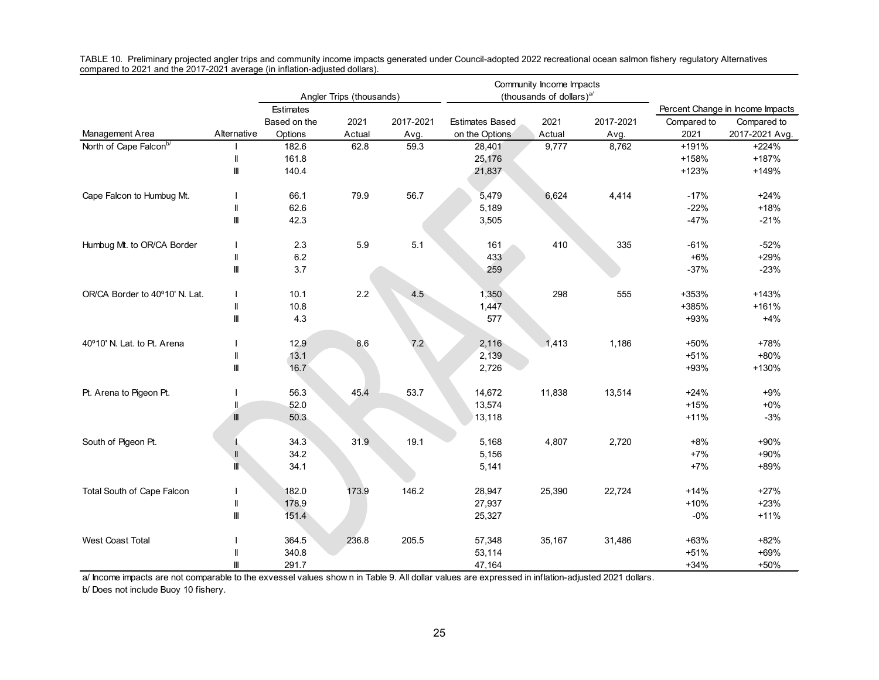TABLE 10. Preliminary projected angler trips and community income impacts generated under Council-adopted 2022 recreational ocean salmon fishery regulatory Alternatives compared to 2021 and the 2017-2021 average (in inflation-adjusted dollars).

| | | Angler Trips (thousands) | | | Community Income Impacts (thousands of dollars)[a/] | | | Percent Change in Income Impacts | |
|---|---|---|---|---|---|---|---|---|---|
| Management Area | Alternative | Estimates Based on the Options | 2021 Actual | 2017-2021 Avg. | Estimates Based on the Options | 2021 Actual | 2017-2021 Avg. | Compared to 2021 | Compared to 2017-2021 Avg. |
| North of Cape Falcon[b/] | I | 182.6 | 62.8 | 59.3 | 28,401 | 9,777 | 8,762 | +191% | +224% |
| | II | 161.8 | | | 25,176 | | | +158% | +187% |
| | III | 140.4 | | | 21,837 | | | +123% | +149% |
| Cape Falcon to Humbug Mt. | I | 66.1 | 79.9 | 56.7 | 5,479 | 6,624 | 4,414 | -17% | +24% |
| | II | 62.6 | | | 5,189 | | | -22% | +18% |
| | III | 42.3 | | | 3,505 | | | -47% | -21% |
| Humbug Mt. to OR/CA Border | I | 2.3 | 5.9 | 5.1 | 161 | 410 | 335 | -61% | -52% |
| | II | 6.2 | | | 433 | | | +6% | +29% |
| | III | 3.7 | | | 259 | | | -37% | -23% |
| OR/CA Border to 40º10' N. Lat. | I | 10.1 | 2.2 | 4.5 | 1,350 | 298 | 555 | +353% | +143% |
| | II | 10.8 | | | 1,447 | | | +385% | +161% |
| | III | 4.3 | | | 577 | | | +93% | +4% |
| 40º10' N. Lat. to Pt. Arena | I | 12.9 | 8.6 | 7.2 | 2,116 | 1,413 | 1,186 | +50% | +78% |
| | II | 13.1 | | | 2,139 | | | +51% | +80% |
| | III | 16.7 | | | 2,726 | | | +93% | +130% |
| Pt. Arena to Pigeon Pt. | I | 56.3 | 45.4 | 53.7 | 14,672 | 11,838 | 13,514 | +24% | +9% |
| | II | 52.0 | | | 13,574 | | | +15% | +0% |
| | III | 50.3 | | | 13,118 | | | +11% | -3% |
| South of Pigeon Pt. | I | 34.3 | 31.9 | 19.1 | 5,168 | 4,807 | 2,720 | +8% | +90% |
| | II | 34.2 | | | 5,156 | | | +7% | +90% |
| | III | 34.1 | | | 5,141 | | | +7% | +89% |
| Total South of Cape Falcon | I | 182.0 | 173.9 | 146.2 | 28,947 | 25,390 | 22,724 | +14% | +27% |
| | II | 178.9 | | | 27,937 | | | +10% | +23% |
| | III | 151.4 | | | 25,327 | | | -0% | +11% |
| West Coast Total | I | 364.5 | 236.8 | 205.5 | 57,348 | 35,167 | 31,486 | +63% | +82% |
| | II | 340.8 | | | 53,114 | | | +51% | +69% |
| | III | 291.7 | | | 47,164 | | | +34% | +50% |

a/ Income impacts are not comparable to the exvessel values shown in Table 9. All dollar values are expressed in inflation-adjusted 2021 dollars.

b/ Does not include Buoy 10 fishery.